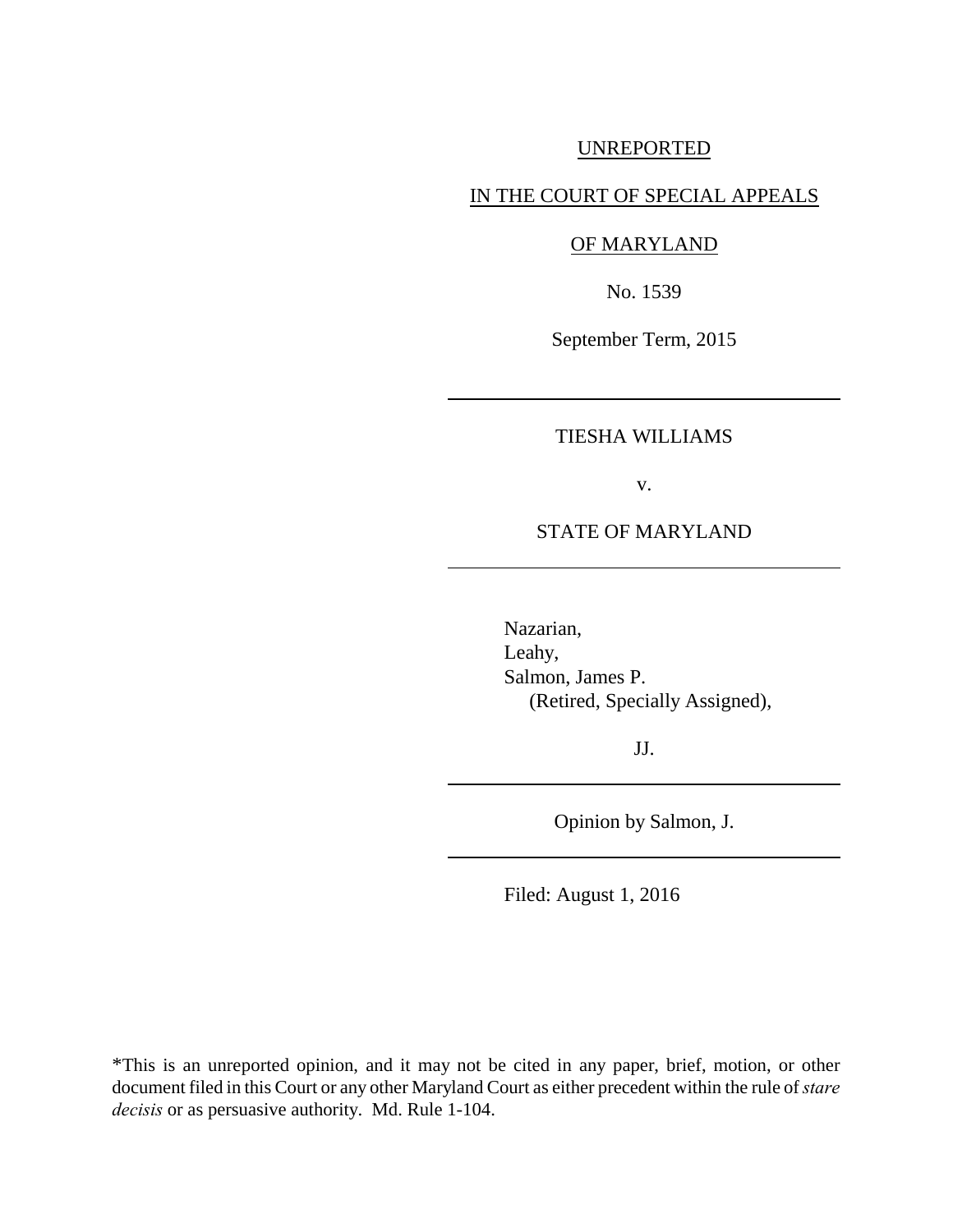UNREPORTED

IN THE COURT OF SPECIAL APPEALS

OF MARYLAND

No. 1539

September Term, 2015

---

TIESHA WILLIAMS

v.

STATE OF MARYLAND

---

Nazarian,
Leahy,
Salmon, James P.
(Retired, Specially Assigned),

JJ.

---

Opinion by Salmon, J.

---

Filed: August 1, 2016

\*This is an unreported opinion, and it may not be cited in any paper, brief, motion, or other document filed in this Court or any other Maryland Court as either precedent within the rule of *stare decisis* or as persuasive authority. Md. Rule 1-104.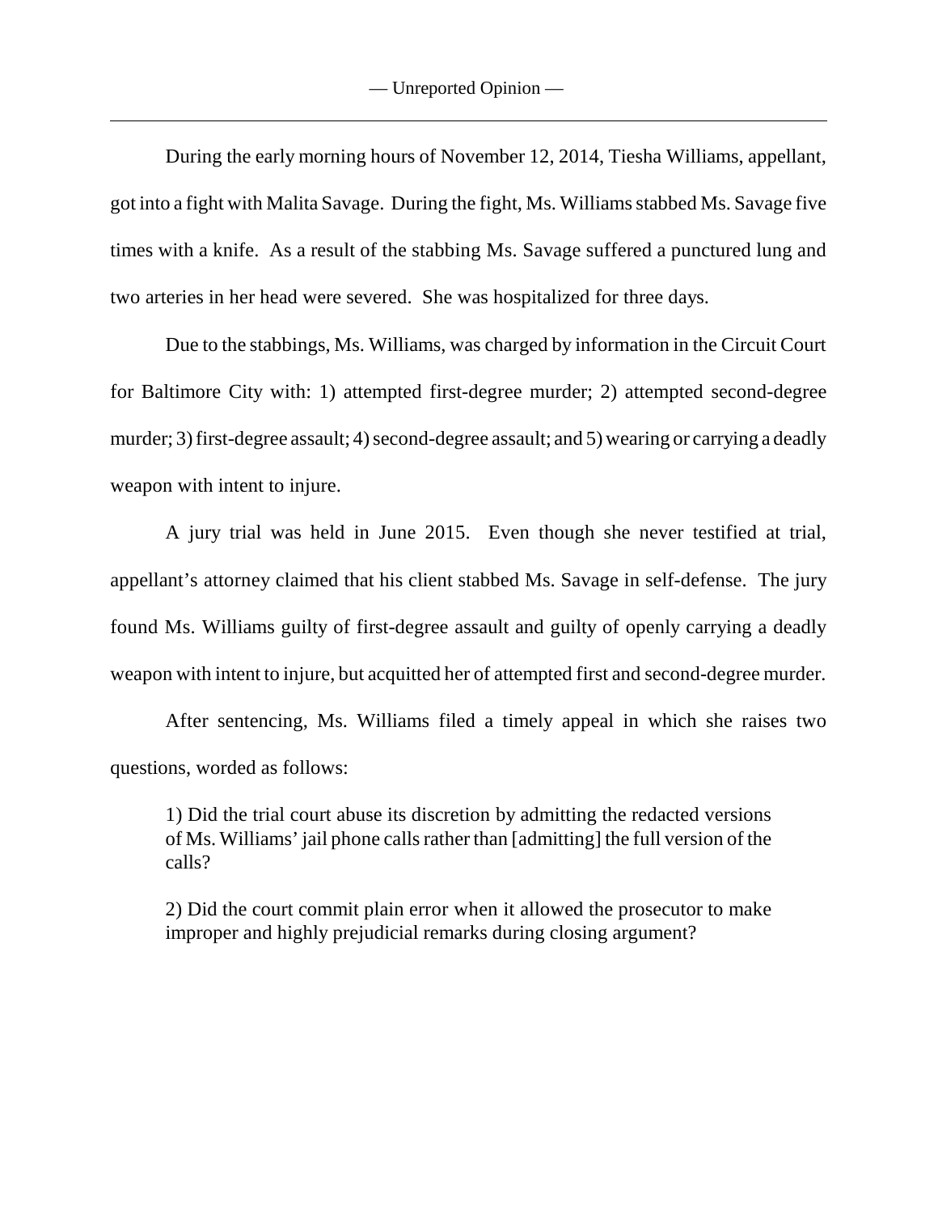During the early morning hours of November 12, 2014, Tiesha Williams, appellant, got into a fight with Malita Savage. During the fight, Ms. Williams stabbed Ms. Savage five times with a knife. As a result of the stabbing Ms. Savage suffered a punctured lung and two arteries in her head were severed. She was hospitalized for three days.

Due to the stabbings, Ms. Williams, was charged by information in the Circuit Court for Baltimore City with: 1) attempted first-degree murder; 2) attempted second-degree murder; 3) first-degree assault; 4) second-degree assault; and 5) wearing or carrying a deadly weapon with intent to injure.

A jury trial was held in June 2015. Even though she never testified at trial, appellant's attorney claimed that his client stabbed Ms. Savage in self-defense. The jury found Ms. Williams guilty of first-degree assault and guilty of openly carrying a deadly weapon with intent to injure, but acquitted her of attempted first and second-degree murder.

After sentencing, Ms. Williams filed a timely appeal in which she raises two questions, worded as follows:

> 1) Did the trial court abuse its discretion by admitting the redacted versions of Ms. Williams' jail phone calls rather than [admitting] the full version of the calls?
>
> 2) Did the court commit plain error when it allowed the prosecutor to make improper and highly prejudicial remarks during closing argument?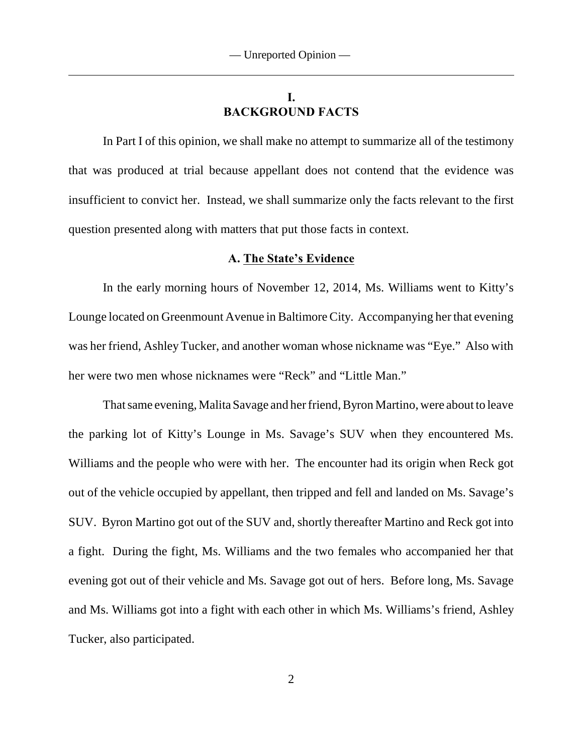## I.
## BACKGROUND FACTS

In Part I of this opinion, we shall make no attempt to summarize all of the testimony that was produced at trial because appellant does not contend that the evidence was insufficient to convict her. Instead, we shall summarize only the facts relevant to the first question presented along with matters that put those facts in context.

### A. The State's Evidence

In the early morning hours of November 12, 2014, Ms. Williams went to Kitty's Lounge located on Greenmount Avenue in Baltimore City. Accompanying her that evening was her friend, Ashley Tucker, and another woman whose nickname was "Eye." Also with her were two men whose nicknames were "Reck" and "Little Man."

That same evening, Malita Savage and her friend, Byron Martino, were about to leave the parking lot of Kitty's Lounge in Ms. Savage's SUV when they encountered Ms. Williams and the people who were with her. The encounter had its origin when Reck got out of the vehicle occupied by appellant, then tripped and fell and landed on Ms. Savage's SUV. Byron Martino got out of the SUV and, shortly thereafter Martino and Reck got into a fight. During the fight, Ms. Williams and the two females who accompanied her that evening got out of their vehicle and Ms. Savage got out of hers. Before long, Ms. Savage and Ms. Williams got into a fight with each other in which Ms. Williams's friend, Ashley Tucker, also participated.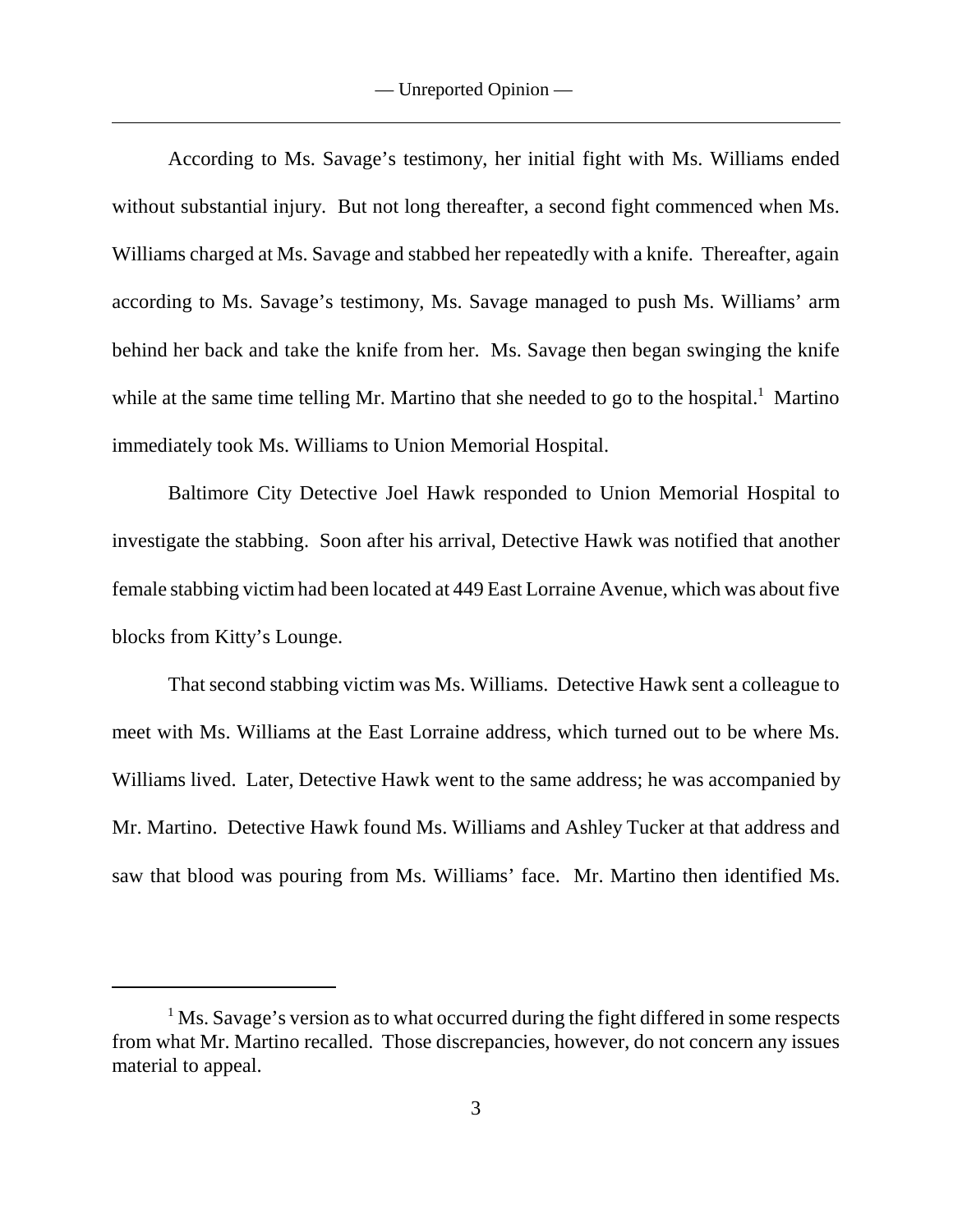According to Ms. Savage's testimony, her initial fight with Ms. Williams ended without substantial injury. But not long thereafter, a second fight commenced when Ms. Williams charged at Ms. Savage and stabbed her repeatedly with a knife. Thereafter, again according to Ms. Savage's testimony, Ms. Savage managed to push Ms. Williams' arm behind her back and take the knife from her. Ms. Savage then began swinging the knife while at the same time telling Mr. Martino that she needed to go to the hospital.[1] Martino immediately took Ms. Williams to Union Memorial Hospital.

Baltimore City Detective Joel Hawk responded to Union Memorial Hospital to investigate the stabbing. Soon after his arrival, Detective Hawk was notified that another female stabbing victim had been located at 449 East Lorraine Avenue, which was about five blocks from Kitty's Lounge.

That second stabbing victim was Ms. Williams. Detective Hawk sent a colleague to meet with Ms. Williams at the East Lorraine address, which turned out to be where Ms. Williams lived. Later, Detective Hawk went to the same address; he was accompanied by Mr. Martino. Detective Hawk found Ms. Williams and Ashley Tucker at that address and saw that blood was pouring from Ms. Williams' face. Mr. Martino then identified Ms.

[1] Ms. Savage's version as to what occurred during the fight differed in some respects from what Mr. Martino recalled. Those discrepancies, however, do not concern any issues material to appeal.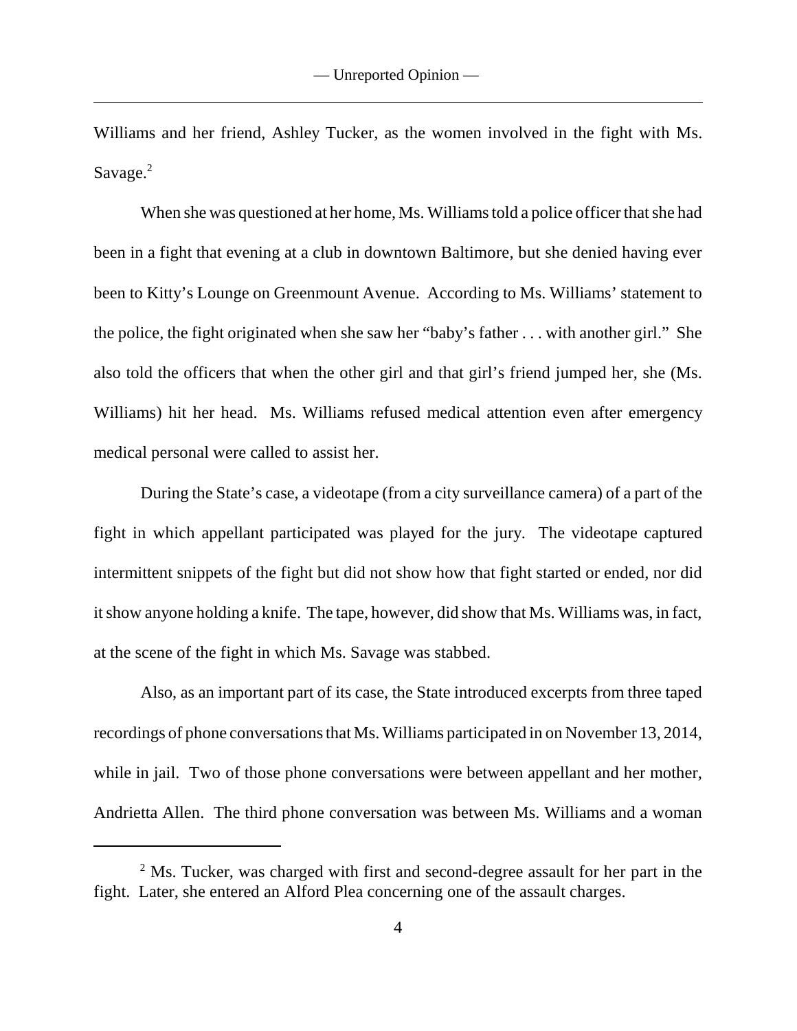Williams and her friend, Ashley Tucker, as the women involved in the fight with Ms. Savage.[2]

When she was questioned at her home, Ms. Williams told a police officer that she had been in a fight that evening at a club in downtown Baltimore, but she denied having ever been to Kitty's Lounge on Greenmount Avenue. According to Ms. Williams' statement to the police, the fight originated when she saw her "baby's father . . . with another girl." She also told the officers that when the other girl and that girl's friend jumped her, she (Ms. Williams) hit her head. Ms. Williams refused medical attention even after emergency medical personal were called to assist her.

During the State's case, a videotape (from a city surveillance camera) of a part of the fight in which appellant participated was played for the jury. The videotape captured intermittent snippets of the fight but did not show how that fight started or ended, nor did it show anyone holding a knife. The tape, however, did show that Ms. Williams was, in fact, at the scene of the fight in which Ms. Savage was stabbed.

Also, as an important part of its case, the State introduced excerpts from three taped recordings of phone conversations that Ms. Williams participated in on November 13, 2014, while in jail. Two of those phone conversations were between appellant and her mother, Andrietta Allen. The third phone conversation was between Ms. Williams and a woman

[2] Ms. Tucker, was charged with first and second-degree assault for her part in the fight. Later, she entered an Alford Plea concerning one of the assault charges.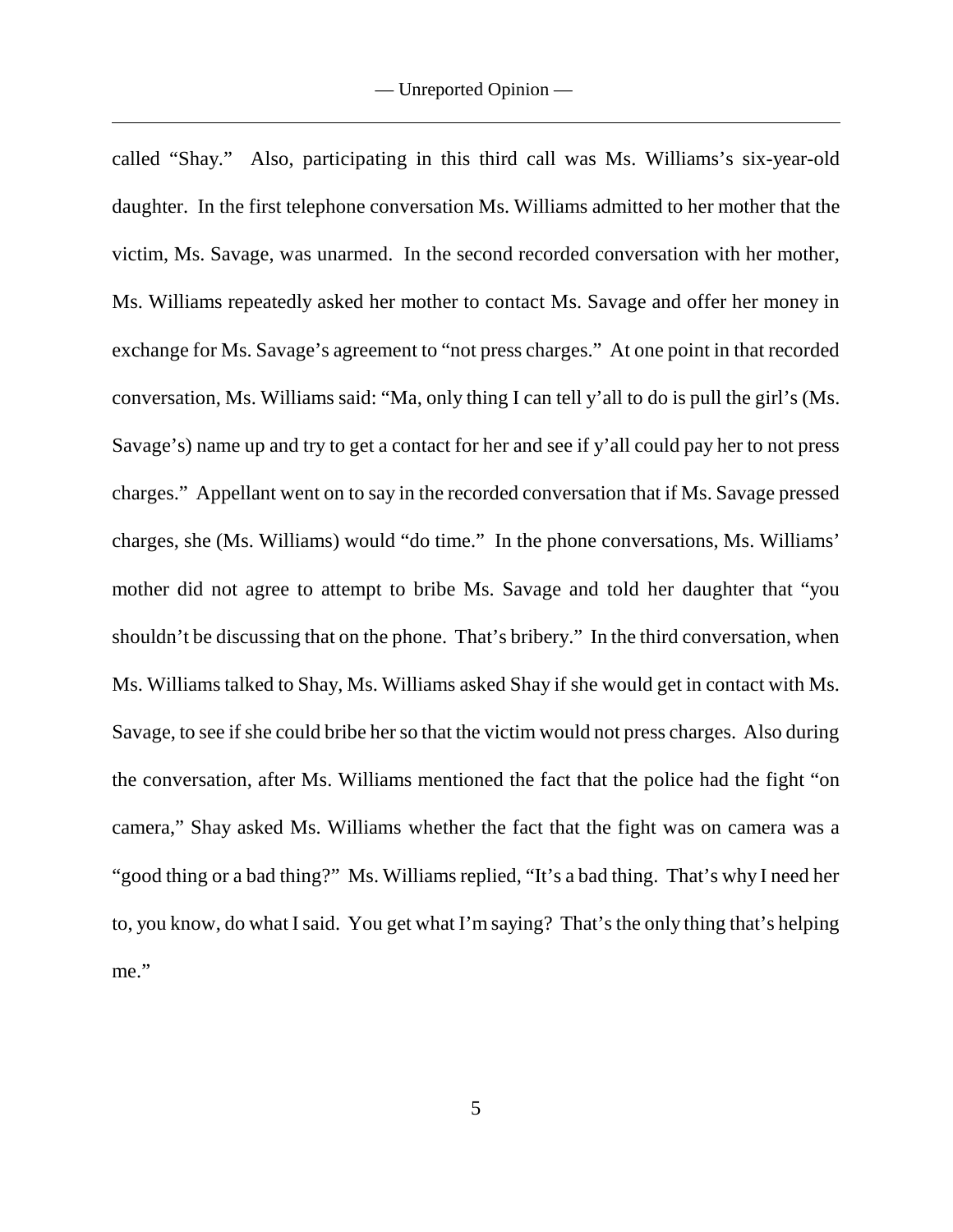called "Shay." Also, participating in this third call was Ms. Williams's six-year-old daughter. In the first telephone conversation Ms. Williams admitted to her mother that the victim, Ms. Savage, was unarmed. In the second recorded conversation with her mother, Ms. Williams repeatedly asked her mother to contact Ms. Savage and offer her money in exchange for Ms. Savage's agreement to "not press charges." At one point in that recorded conversation, Ms. Williams said: "Ma, only thing I can tell y'all to do is pull the girl's (Ms. Savage's) name up and try to get a contact for her and see if y'all could pay her to not press charges." Appellant went on to say in the recorded conversation that if Ms. Savage pressed charges, she (Ms. Williams) would "do time." In the phone conversations, Ms. Williams' mother did not agree to attempt to bribe Ms. Savage and told her daughter that "you shouldn't be discussing that on the phone. That's bribery." In the third conversation, when Ms. Williams talked to Shay, Ms. Williams asked Shay if she would get in contact with Ms. Savage, to see if she could bribe her so that the victim would not press charges. Also during the conversation, after Ms. Williams mentioned the fact that the police had the fight "on camera," Shay asked Ms. Williams whether the fact that the fight was on camera was a "good thing or a bad thing?" Ms. Williams replied, "It's a bad thing. That's why I need her to, you know, do what I said. You get what I'm saying? That's the only thing that's helping me."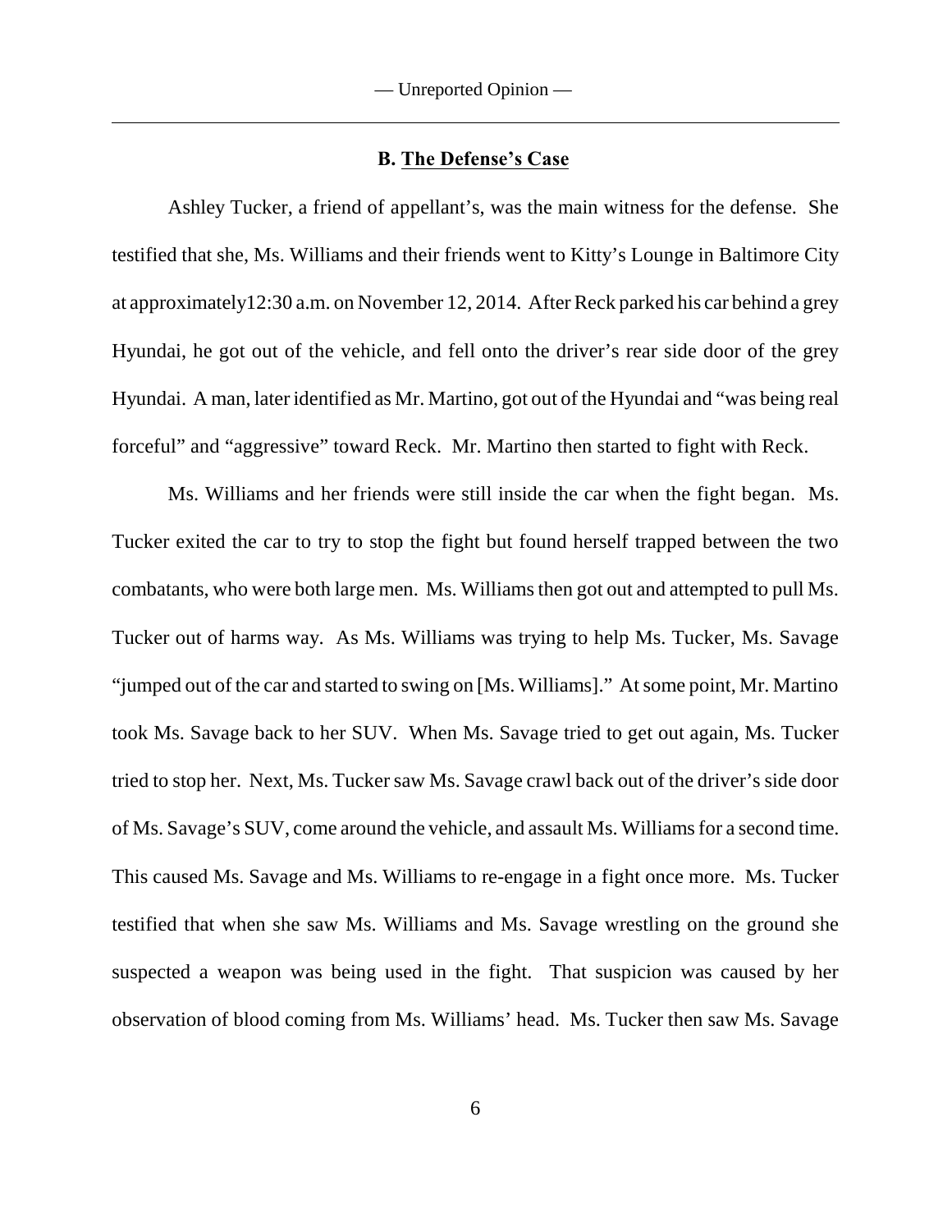### B. The Defense's Case

Ashley Tucker, a friend of appellant's, was the main witness for the defense. She testified that she, Ms. Williams and their friends went to Kitty's Lounge in Baltimore City at approximately12:30 a.m. on November 12, 2014. After Reck parked his car behind a grey Hyundai, he got out of the vehicle, and fell onto the driver's rear side door of the grey Hyundai. A man, later identified as Mr. Martino, got out of the Hyundai and "was being real forceful" and "aggressive" toward Reck. Mr. Martino then started to fight with Reck.

Ms. Williams and her friends were still inside the car when the fight began. Ms. Tucker exited the car to try to stop the fight but found herself trapped between the two combatants, who were both large men. Ms. Williams then got out and attempted to pull Ms. Tucker out of harms way. As Ms. Williams was trying to help Ms. Tucker, Ms. Savage "jumped out of the car and started to swing on [Ms. Williams]." At some point, Mr. Martino took Ms. Savage back to her SUV. When Ms. Savage tried to get out again, Ms. Tucker tried to stop her. Next, Ms. Tucker saw Ms. Savage crawl back out of the driver's side door of Ms. Savage's SUV, come around the vehicle, and assault Ms. Williams for a second time. This caused Ms. Savage and Ms. Williams to re-engage in a fight once more. Ms. Tucker testified that when she saw Ms. Williams and Ms. Savage wrestling on the ground she suspected a weapon was being used in the fight. That suspicion was caused by her observation of blood coming from Ms. Williams' head. Ms. Tucker then saw Ms. Savage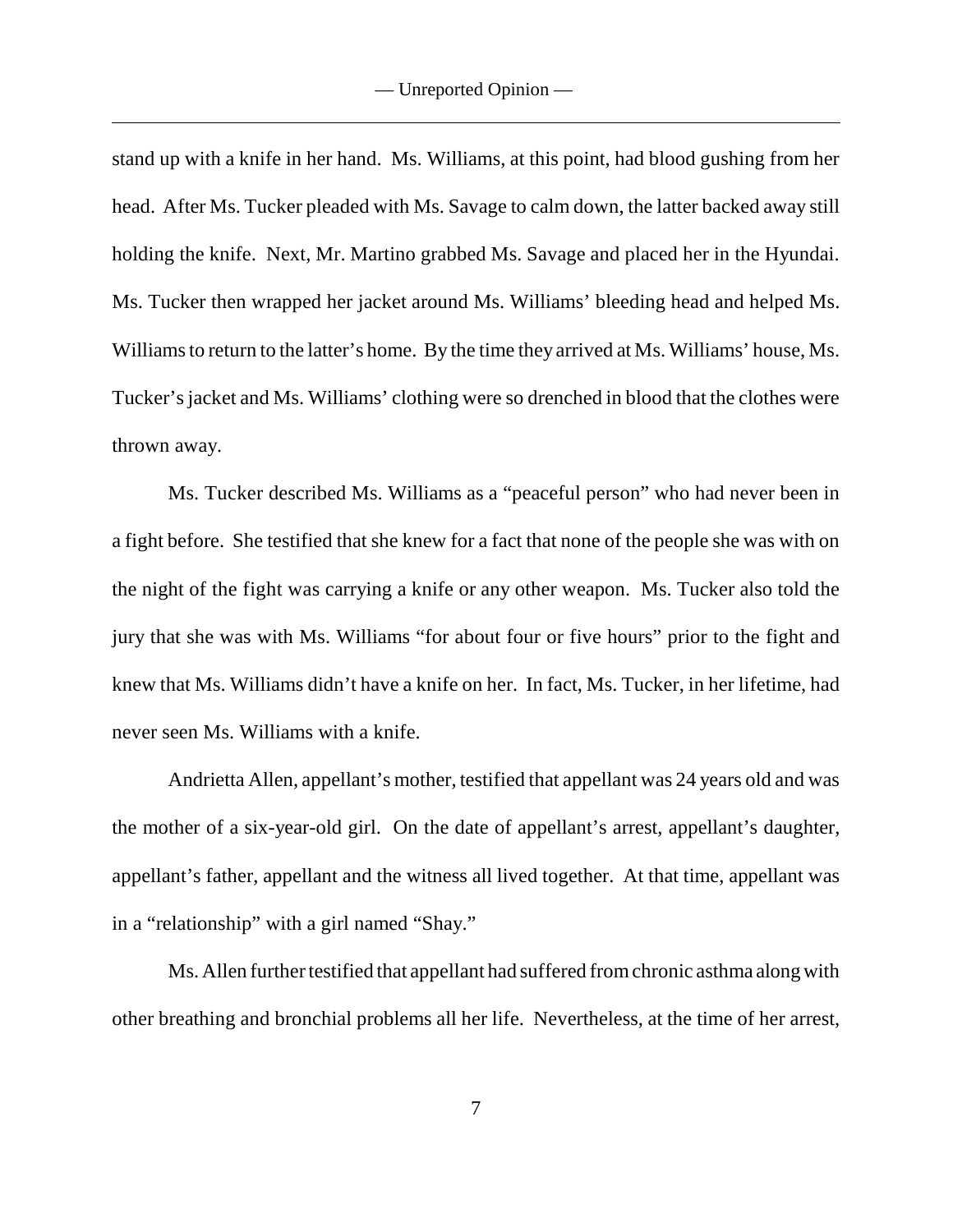stand up with a knife in her hand. Ms. Williams, at this point, had blood gushing from her head. After Ms. Tucker pleaded with Ms. Savage to calm down, the latter backed away still holding the knife. Next, Mr. Martino grabbed Ms. Savage and placed her in the Hyundai. Ms. Tucker then wrapped her jacket around Ms. Williams' bleeding head and helped Ms. Williams to return to the latter's home. By the time they arrived at Ms. Williams' house, Ms. Tucker's jacket and Ms. Williams' clothing were so drenched in blood that the clothes were thrown away.

Ms. Tucker described Ms. Williams as a "peaceful person" who had never been in a fight before. She testified that she knew for a fact that none of the people she was with on the night of the fight was carrying a knife or any other weapon. Ms. Tucker also told the jury that she was with Ms. Williams "for about four or five hours" prior to the fight and knew that Ms. Williams didn't have a knife on her. In fact, Ms. Tucker, in her lifetime, had never seen Ms. Williams with a knife.

Andrietta Allen, appellant's mother, testified that appellant was 24 years old and was the mother of a six-year-old girl. On the date of appellant's arrest, appellant's daughter, appellant's father, appellant and the witness all lived together. At that time, appellant was in a "relationship" with a girl named "Shay."

Ms. Allen further testified that appellant had suffered from chronic asthma along with other breathing and bronchial problems all her life. Nevertheless, at the time of her arrest,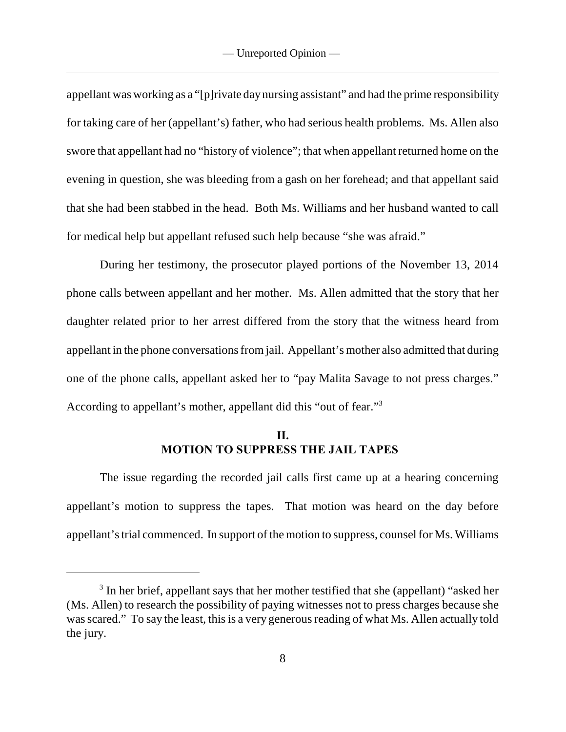appellant was working as a "[p]rivate day nursing assistant" and had the prime responsibility for taking care of her (appellant's) father, who had serious health problems. Ms. Allen also swore that appellant had no "history of violence"; that when appellant returned home on the evening in question, she was bleeding from a gash on her forehead; and that appellant said that she had been stabbed in the head. Both Ms. Williams and her husband wanted to call for medical help but appellant refused such help because "she was afraid."

During her testimony, the prosecutor played portions of the November 13, 2014 phone calls between appellant and her mother. Ms. Allen admitted that the story that her daughter related prior to her arrest differed from the story that the witness heard from appellant in the phone conversations from jail. Appellant's mother also admitted that during one of the phone calls, appellant asked her to "pay Malita Savage to not press charges." According to appellant's mother, appellant did this "out of fear."[3]

## II.
## MOTION TO SUPPRESS THE JAIL TAPES

The issue regarding the recorded jail calls first came up at a hearing concerning appellant's motion to suppress the tapes. That motion was heard on the day before appellant's trial commenced. In support of the motion to suppress, counsel for Ms. Williams

---

[3] In her brief, appellant says that her mother testified that she (appellant) "asked her (Ms. Allen) to research the possibility of paying witnesses not to press charges because she was scared." To say the least, this is a very generous reading of what Ms. Allen actually told the jury.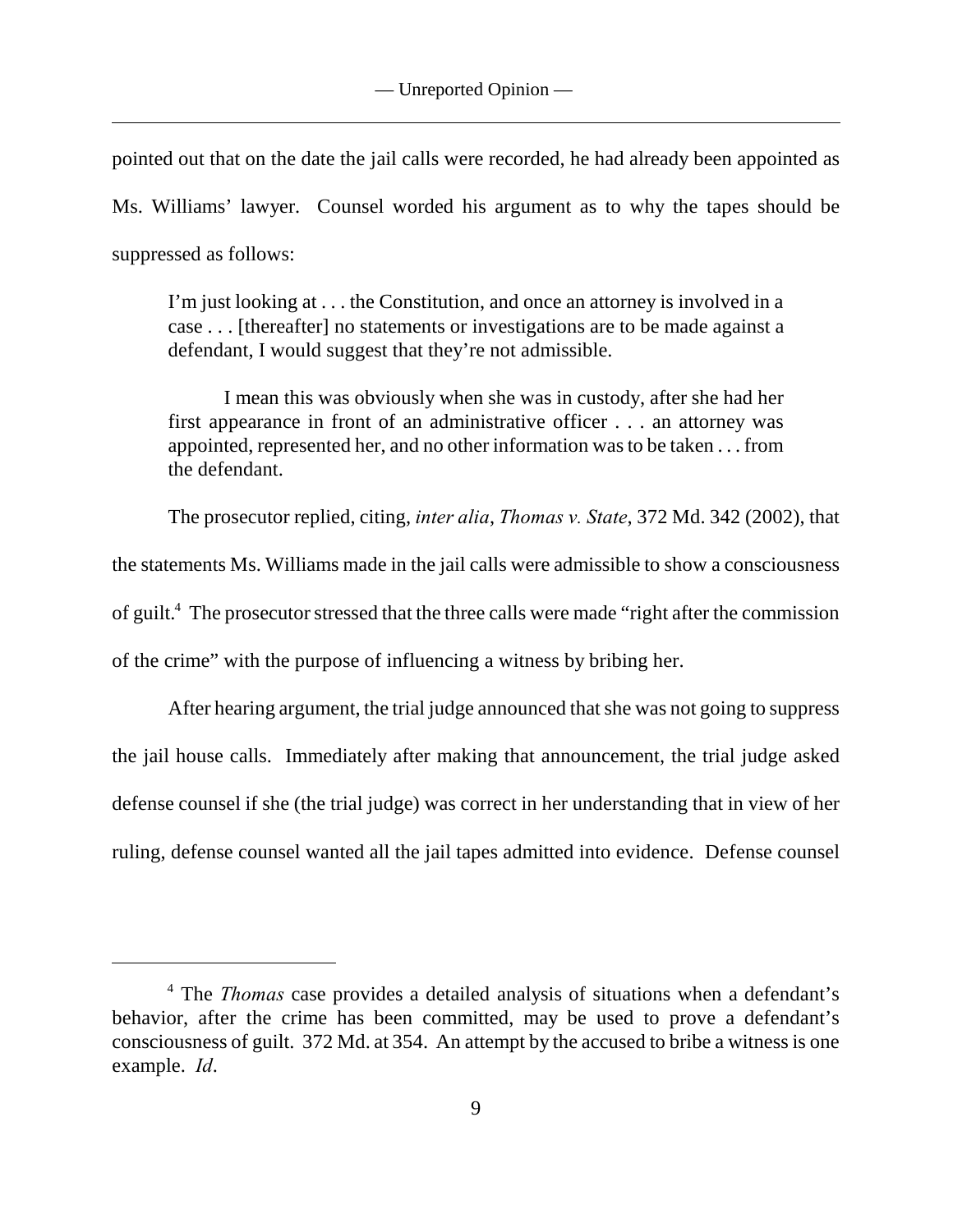pointed out that on the date the jail calls were recorded, he had already been appointed as Ms. Williams' lawyer. Counsel worded his argument as to why the tapes should be suppressed as follows:

> I'm just looking at . . . the Constitution, and once an attorney is involved in a case . . . [thereafter] no statements or investigations are to be made against a defendant, I would suggest that they're not admissible.
>
> I mean this was obviously when she was in custody, after she had her first appearance in front of an administrative officer . . . an attorney was appointed, represented her, and no other information was to be taken . . . from the defendant.

The prosecutor replied, citing, *inter alia*, *Thomas v. State*, 372 Md. 342 (2002), that the statements Ms. Williams made in the jail calls were admissible to show a consciousness of guilt.[4] The prosecutor stressed that the three calls were made "right after the commission of the crime" with the purpose of influencing a witness by bribing her.

After hearing argument, the trial judge announced that she was not going to suppress the jail house calls. Immediately after making that announcement, the trial judge asked defense counsel if she (the trial judge) was correct in her understanding that in view of her ruling, defense counsel wanted all the jail tapes admitted into evidence. Defense counsel

---

[4] The *Thomas* case provides a detailed analysis of situations when a defendant's behavior, after the crime has been committed, may be used to prove a defendant's consciousness of guilt. 372 Md. at 354. An attempt by the accused to bribe a witness is one example. *Id*.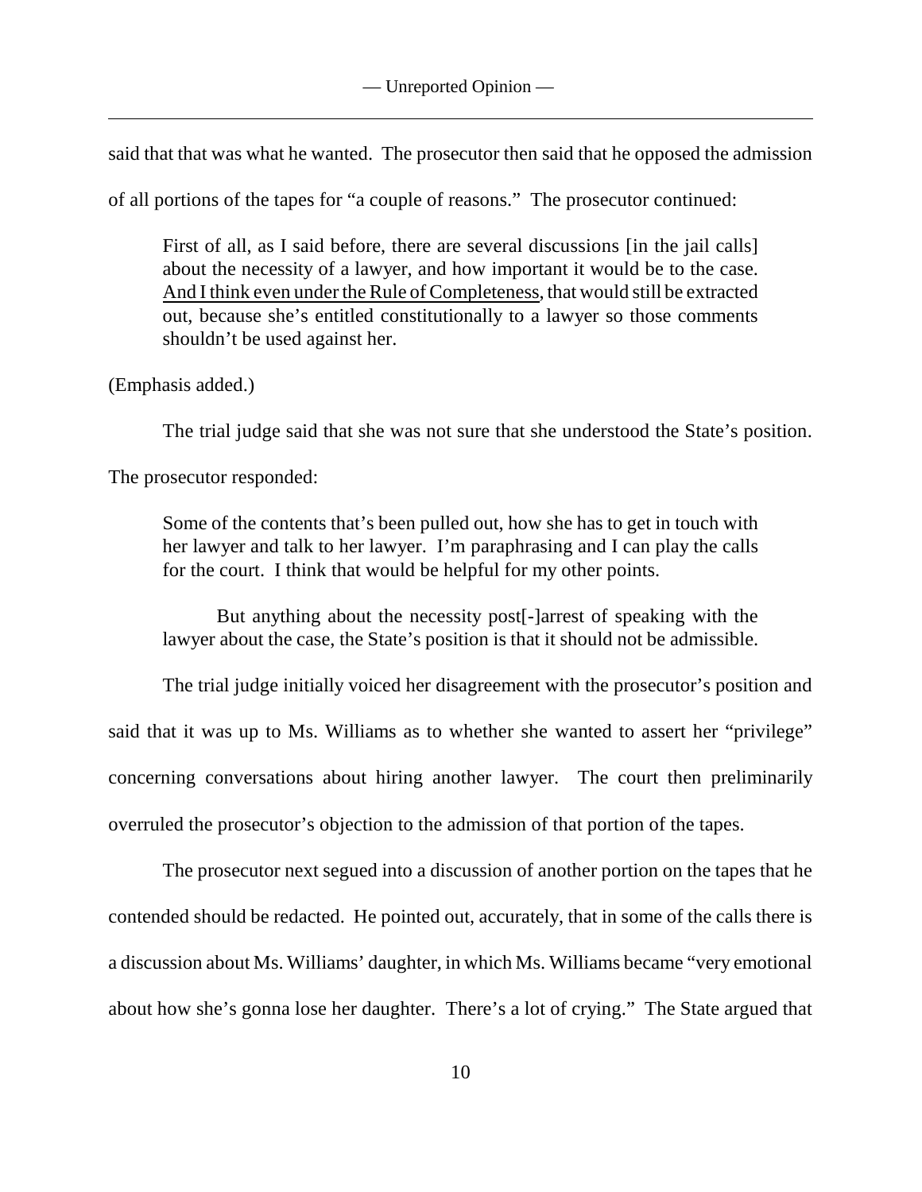said that that was what he wanted. The prosecutor then said that he opposed the admission of all portions of the tapes for "a couple of reasons." The prosecutor continued:

> First of all, as I said before, there are several discussions [in the jail calls] about the necessity of a lawyer, and how important it would be to the case. <u>And I think even under the Rule of Completeness</u>, that would still be extracted out, because she's entitled constitutionally to a lawyer so those comments shouldn't be used against her.

(Emphasis added.)

The trial judge said that she was not sure that she understood the State's position. The prosecutor responded:

> Some of the contents that's been pulled out, how she has to get in touch with her lawyer and talk to her lawyer. I'm paraphrasing and I can play the calls for the court. I think that would be helpful for my other points.
>
> But anything about the necessity post[-]arrest of speaking with the lawyer about the case, the State's position is that it should not be admissible.

The trial judge initially voiced her disagreement with the prosecutor's position and said that it was up to Ms. Williams as to whether she wanted to assert her "privilege" concerning conversations about hiring another lawyer. The court then preliminarily overruled the prosecutor's objection to the admission of that portion of the tapes.

The prosecutor next segued into a discussion of another portion on the tapes that he contended should be redacted. He pointed out, accurately, that in some of the calls there is a discussion about Ms. Williams' daughter, in which Ms. Williams became "very emotional about how she's gonna lose her daughter. There's a lot of crying." The State argued that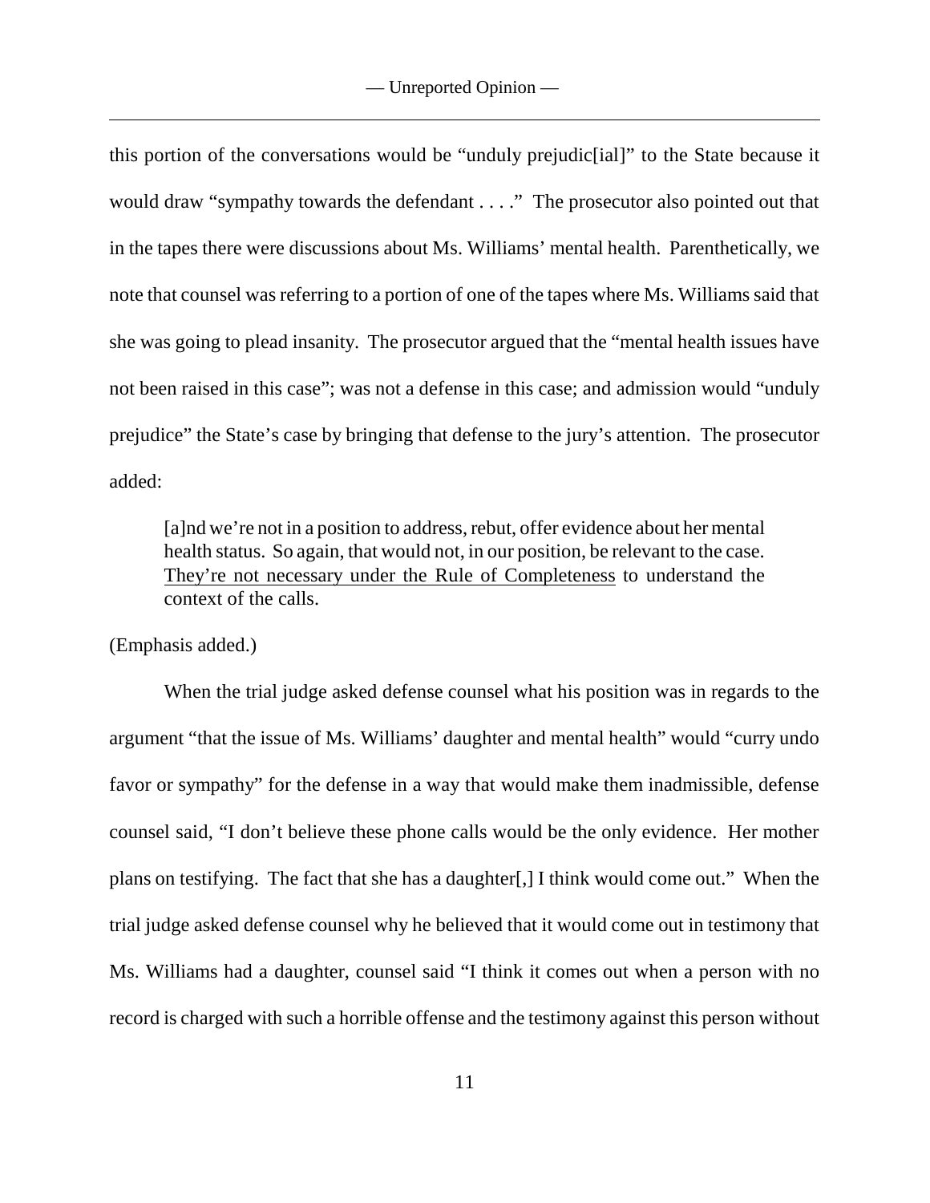this portion of the conversations would be "unduly prejudic[ial]" to the State because it would draw "sympathy towards the defendant . . . ." The prosecutor also pointed out that in the tapes there were discussions about Ms. Williams' mental health. Parenthetically, we note that counsel was referring to a portion of one of the tapes where Ms. Williams said that she was going to plead insanity. The prosecutor argued that the "mental health issues have not been raised in this case"; was not a defense in this case; and admission would "unduly prejudice" the State's case by bringing that defense to the jury's attention. The prosecutor added:

> [a]nd we're not in a position to address, rebut, offer evidence about her mental health status. So again, that would not, in our position, be relevant to the case. <u>They're not necessary under the Rule of Completeness</u> to understand the context of the calls.

(Emphasis added.)

When the trial judge asked defense counsel what his position was in regards to the argument "that the issue of Ms. Williams' daughter and mental health" would "curry undo favor or sympathy" for the defense in a way that would make them inadmissible, defense counsel said, "I don't believe these phone calls would be the only evidence. Her mother plans on testifying. The fact that she has a daughter[,] I think would come out." When the trial judge asked defense counsel why he believed that it would come out in testimony that Ms. Williams had a daughter, counsel said "I think it comes out when a person with no record is charged with such a horrible offense and the testimony against this person without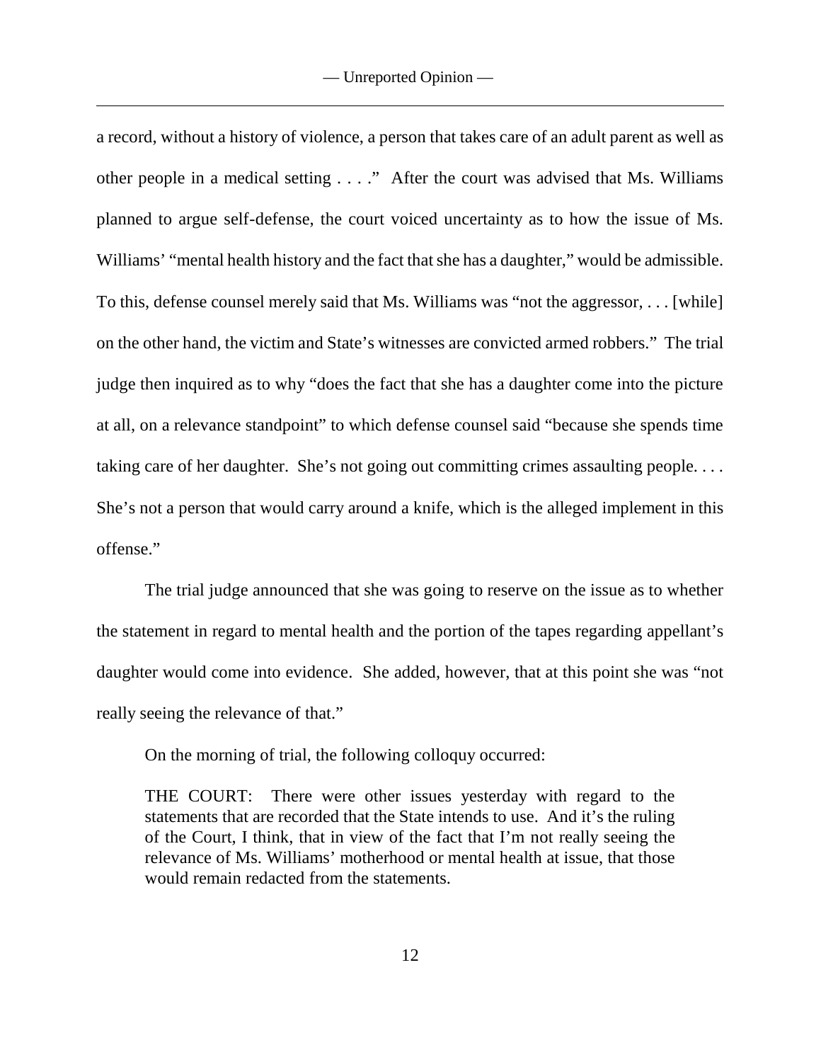a record, without a history of violence, a person that takes care of an adult parent as well as other people in a medical setting . . . ." After the court was advised that Ms. Williams planned to argue self-defense, the court voiced uncertainty as to how the issue of Ms. Williams' "mental health history and the fact that she has a daughter," would be admissible. To this, defense counsel merely said that Ms. Williams was "not the aggressor, . . . [while] on the other hand, the victim and State's witnesses are convicted armed robbers." The trial judge then inquired as to why "does the fact that she has a daughter come into the picture at all, on a relevance standpoint" to which defense counsel said "because she spends time taking care of her daughter. She's not going out committing crimes assaulting people. . . . She's not a person that would carry around a knife, which is the alleged implement in this offense."

The trial judge announced that she was going to reserve on the issue as to whether the statement in regard to mental health and the portion of the tapes regarding appellant's daughter would come into evidence. She added, however, that at this point she was "not really seeing the relevance of that."

On the morning of trial, the following colloquy occurred:

> THE COURT: There were other issues yesterday with regard to the statements that are recorded that the State intends to use. And it's the ruling of the Court, I think, that in view of the fact that I'm not really seeing the relevance of Ms. Williams' motherhood or mental health at issue, that those would remain redacted from the statements.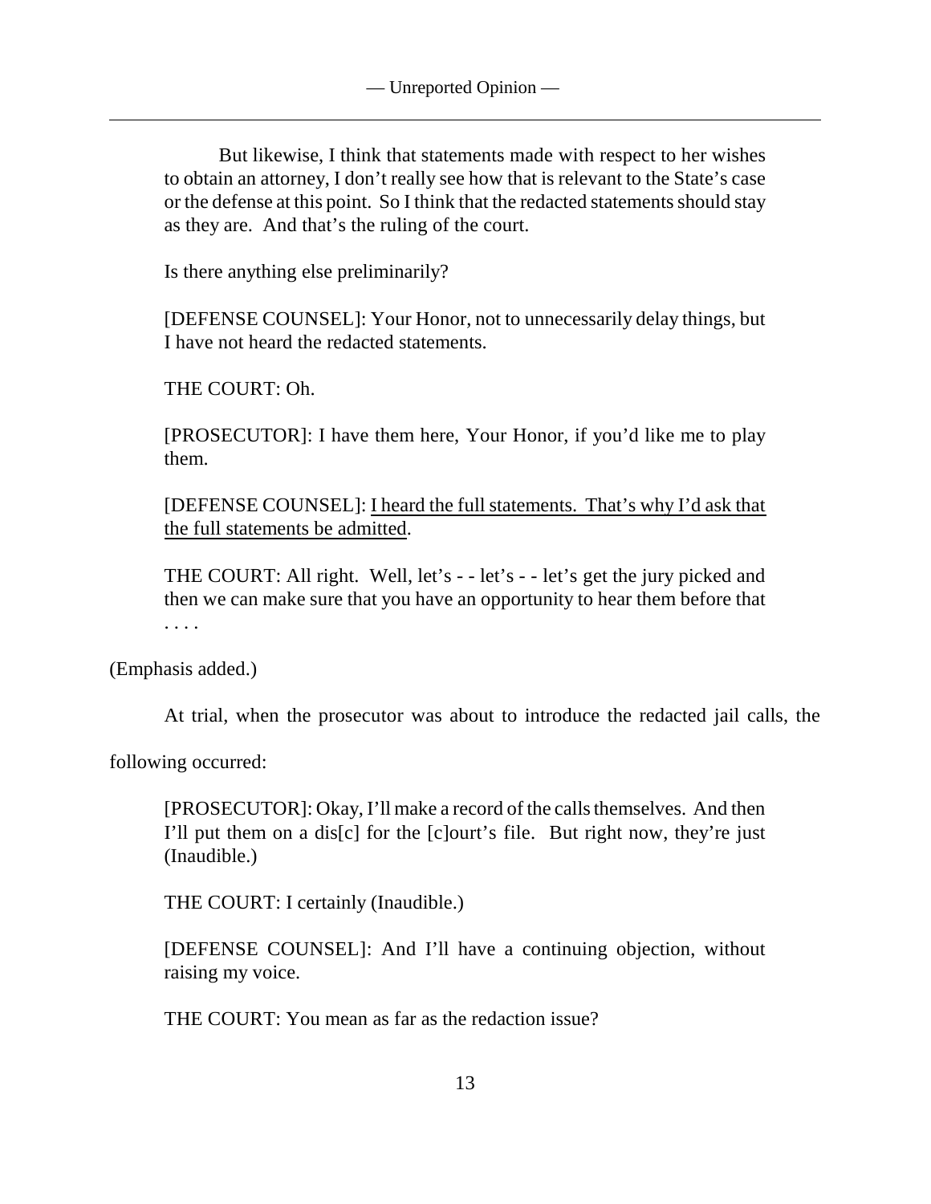But likewise, I think that statements made with respect to her wishes to obtain an attorney, I don't really see how that is relevant to the State's case or the defense at this point. So I think that the redacted statements should stay as they are. And that's the ruling of the court.

> Is there anything else preliminarily?
>
> [DEFENSE COUNSEL]: Your Honor, not to unnecessarily delay things, but I have not heard the redacted statements.
>
> THE COURT: Oh.
>
> [PROSECUTOR]: I have them here, Your Honor, if you'd like me to play them.
>
> [DEFENSE COUNSEL]: <u>I heard the full statements. That's why I'd ask that the full statements be admitted</u>.
>
> THE COURT: All right. Well, let's - - let's - - let's get the jury picked and then we can make sure that you have an opportunity to hear them before that . . . .

(Emphasis added.)

At trial, when the prosecutor was about to introduce the redacted jail calls, the following occurred:

> [PROSECUTOR]: Okay, I'll make a record of the calls themselves. And then I'll put them on a dis[c] for the [c]ourt's file. But right now, they're just (Inaudible.)
>
> THE COURT: I certainly (Inaudible.)
>
> [DEFENSE COUNSEL]: And I'll have a continuing objection, without raising my voice.
>
> THE COURT: You mean as far as the redaction issue?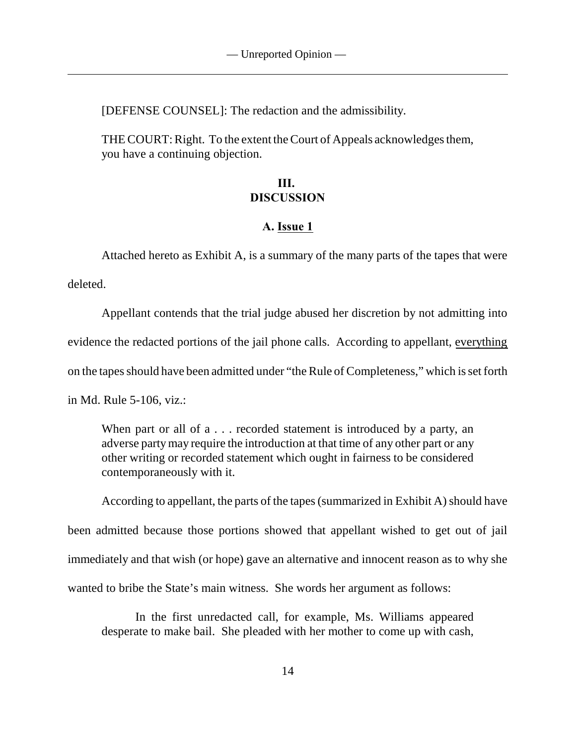[DEFENSE COUNSEL]: The redaction and the admissibility.

THE COURT: Right. To the extent the Court of Appeals acknowledges them, you have a continuing objection.

## III. DISCUSSION

### A. Issue 1

Attached hereto as Exhibit A, is a summary of the many parts of the tapes that were deleted.

Appellant contends that the trial judge abused her discretion by not admitting into evidence the redacted portions of the jail phone calls. According to appellant, everything on the tapes should have been admitted under "the Rule of Completeness," which is set forth in Md. Rule 5-106, viz.:

> When part or all of a . . . recorded statement is introduced by a party, an adverse party may require the introduction at that time of any other part or any other writing or recorded statement which ought in fairness to be considered contemporaneously with it.

According to appellant, the parts of the tapes (summarized in Exhibit A) should have been admitted because those portions showed that appellant wished to get out of jail immediately and that wish (or hope) gave an alternative and innocent reason as to why she wanted to bribe the State's main witness. She words her argument as follows:

> In the first unredacted call, for example, Ms. Williams appeared desperate to make bail. She pleaded with her mother to come up with cash,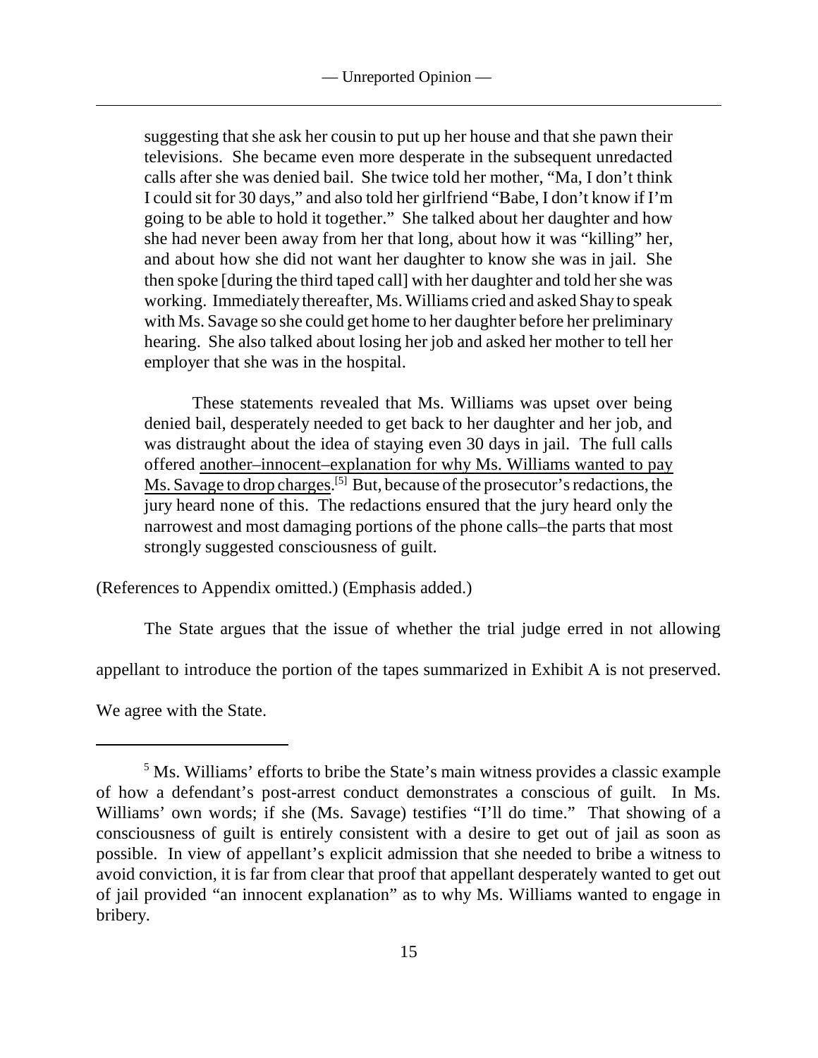> suggesting that she ask her cousin to put up her house and that she pawn their televisions. She became even more desperate in the subsequent unredacted calls after she was denied bail. She twice told her mother, "Ma, I don't think I could sit for 30 days," and also told her girlfriend "Babe, I don't know if I'm going to be able to hold it together." She talked about her daughter and how she had never been away from her that long, about how it was "killing" her, and about how she did not want her daughter to know she was in jail. She then spoke [during the third taped call] with her daughter and told her she was working. Immediately thereafter, Ms. Williams cried and asked Shay to speak with Ms. Savage so she could get home to her daughter before her preliminary hearing. She also talked about losing her job and asked her mother to tell her employer that she was in the hospital.
>
> These statements revealed that Ms. Williams was upset over being denied bail, desperately needed to get back to her daughter and her job, and was distraught about the idea of staying even 30 days in jail. The full calls offered <u>another–innocent–explanation for why Ms. Williams wanted to pay Ms. Savage to drop charges</u>.[5] But, because of the prosecutor's redactions, the jury heard none of this. The redactions ensured that the jury heard only the narrowest and most damaging portions of the phone calls–the parts that most strongly suggested consciousness of guilt.

(References to Appendix omitted.) (Emphasis added.)

The State argues that the issue of whether the trial judge erred in not allowing appellant to introduce the portion of the tapes summarized in Exhibit A is not preserved. We agree with the State.

---

[5] Ms. Williams' efforts to bribe the State's main witness provides a classic example of how a defendant's post-arrest conduct demonstrates a conscious of guilt. In Ms. Williams' own words; if she (Ms. Savage) testifies "I'll do time." That showing of a consciousness of guilt is entirely consistent with a desire to get out of jail as soon as possible. In view of appellant's explicit admission that she needed to bribe a witness to avoid conviction, it is far from clear that proof that appellant desperately wanted to get out of jail provided "an innocent explanation" as to why Ms. Williams wanted to engage in bribery.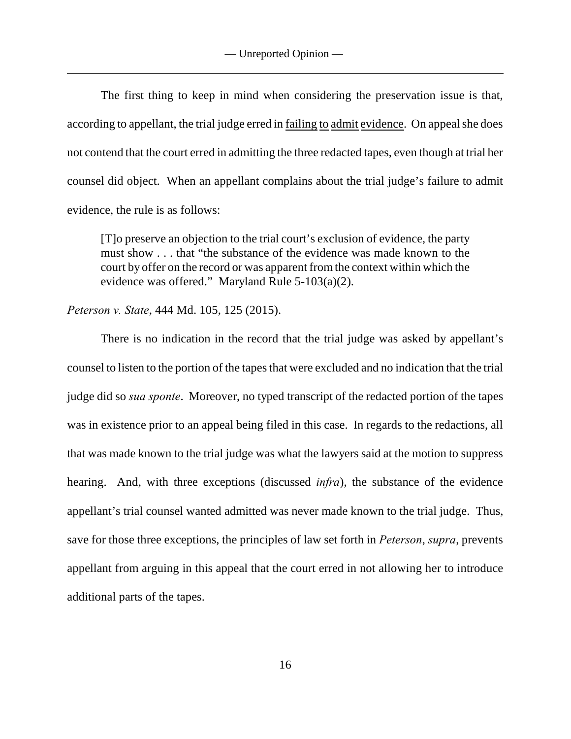The first thing to keep in mind when considering the preservation issue is that, according to appellant, the trial judge erred in <u>failing to admit evidence</u>. On appeal she does not contend that the court erred in admitting the three redacted tapes, even though at trial her counsel did object. When an appellant complains about the trial judge's failure to admit evidence, the rule is as follows:

> [T]o preserve an objection to the trial court's exclusion of evidence, the party must show . . . that "the substance of the evidence was made known to the court by offer on the record or was apparent from the context within which the evidence was offered." Maryland Rule 5-103(a)(2).

*Peterson v. State*, 444 Md. 105, 125 (2015).

There is no indication in the record that the trial judge was asked by appellant's counsel to listen to the portion of the tapes that were excluded and no indication that the trial judge did so *sua sponte*. Moreover, no typed transcript of the redacted portion of the tapes was in existence prior to an appeal being filed in this case. In regards to the redactions, all that was made known to the trial judge was what the lawyers said at the motion to suppress hearing. And, with three exceptions (discussed *infra*), the substance of the evidence appellant's trial counsel wanted admitted was never made known to the trial judge. Thus, save for those three exceptions, the principles of law set forth in *Peterson*, *supra*, prevents appellant from arguing in this appeal that the court erred in not allowing her to introduce additional parts of the tapes.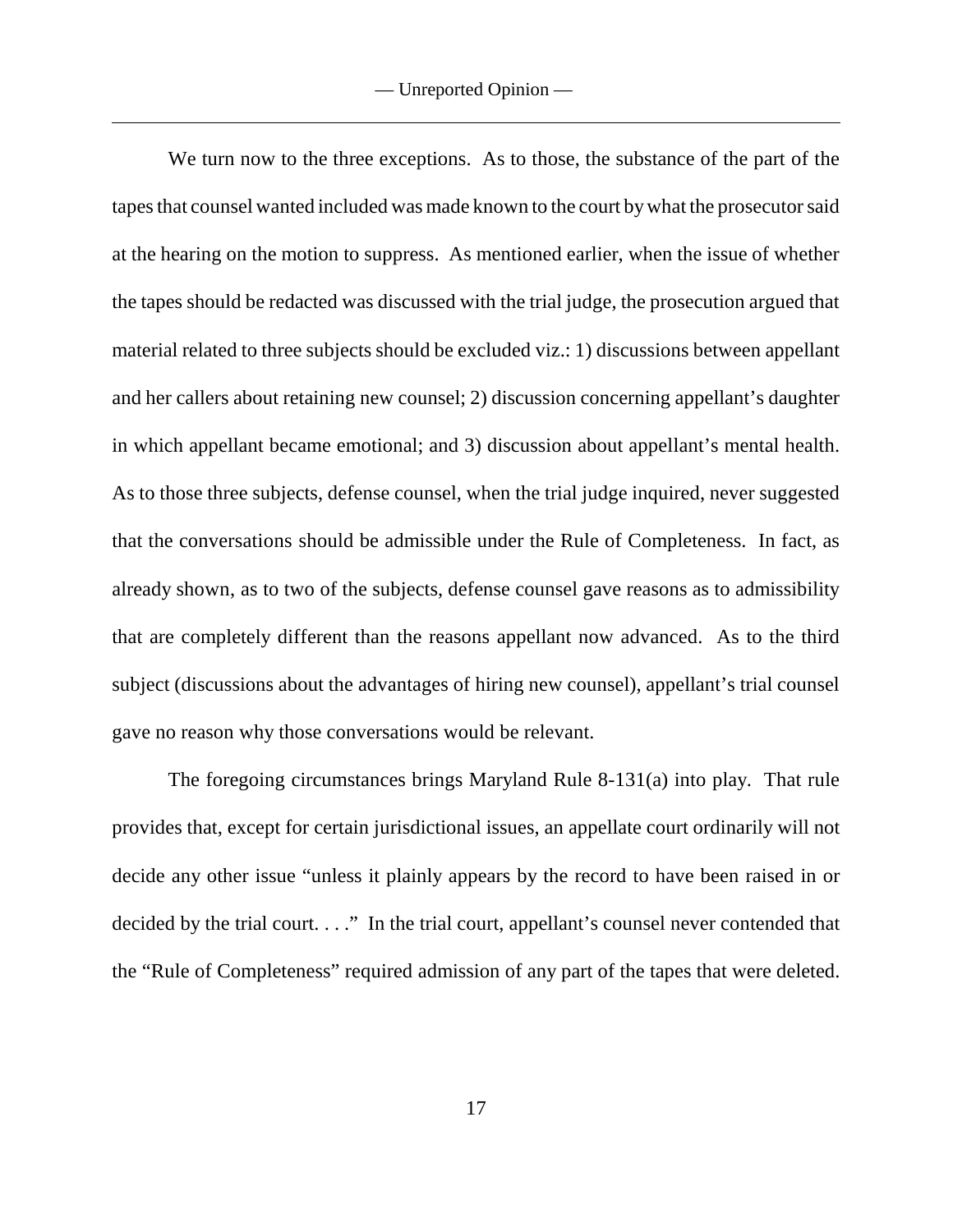We turn now to the three exceptions. As to those, the substance of the part of the tapes that counsel wanted included was made known to the court by what the prosecutor said at the hearing on the motion to suppress. As mentioned earlier, when the issue of whether the tapes should be redacted was discussed with the trial judge, the prosecution argued that material related to three subjects should be excluded viz.: 1) discussions between appellant and her callers about retaining new counsel; 2) discussion concerning appellant's daughter in which appellant became emotional; and 3) discussion about appellant's mental health. As to those three subjects, defense counsel, when the trial judge inquired, never suggested that the conversations should be admissible under the Rule of Completeness. In fact, as already shown, as to two of the subjects, defense counsel gave reasons as to admissibility that are completely different than the reasons appellant now advanced. As to the third subject (discussions about the advantages of hiring new counsel), appellant's trial counsel gave no reason why those conversations would be relevant.

The foregoing circumstances brings Maryland Rule 8-131(a) into play. That rule provides that, except for certain jurisdictional issues, an appellate court ordinarily will not decide any other issue "unless it plainly appears by the record to have been raised in or decided by the trial court. . . ." In the trial court, appellant's counsel never contended that the "Rule of Completeness" required admission of any part of the tapes that were deleted.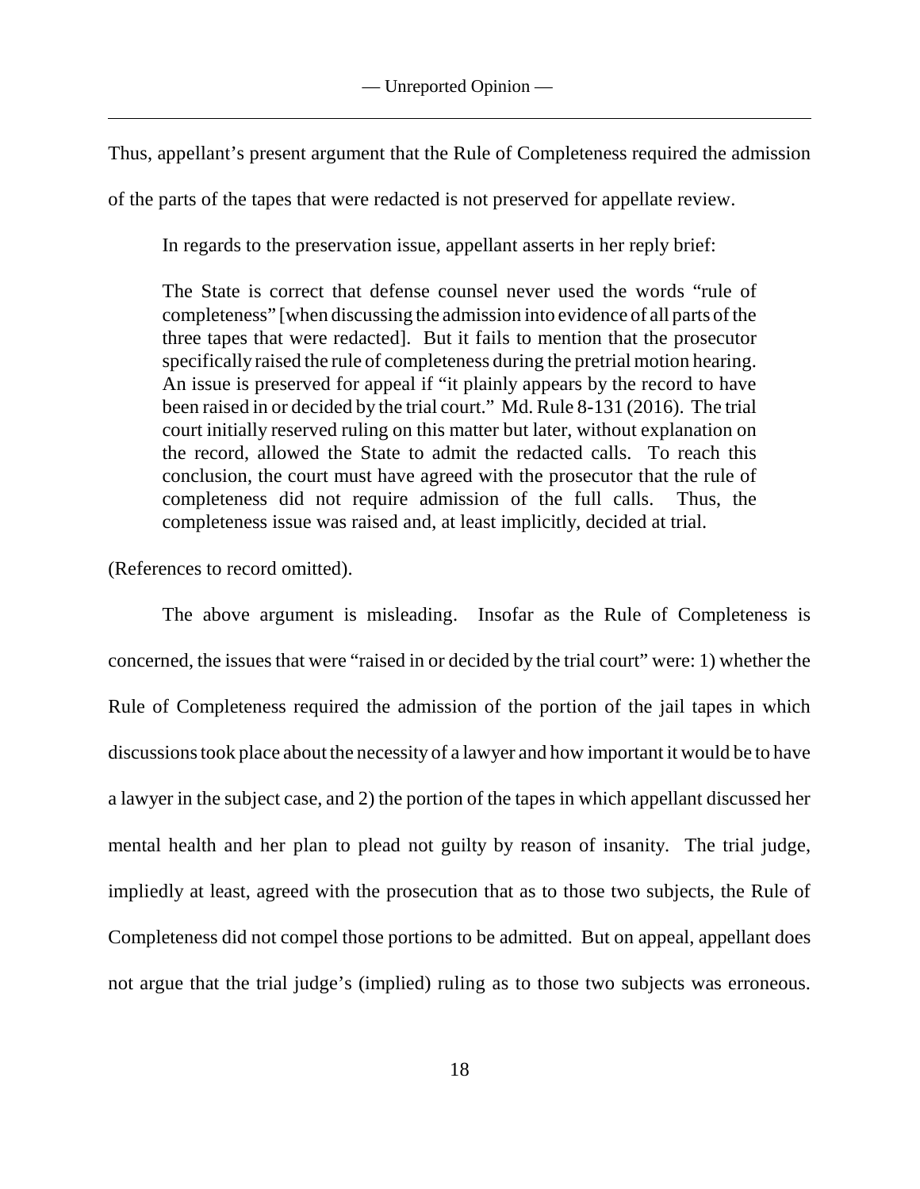Thus, appellant's present argument that the Rule of Completeness required the admission of the parts of the tapes that were redacted is not preserved for appellate review.

In regards to the preservation issue, appellant asserts in her reply brief:

> The State is correct that defense counsel never used the words "rule of completeness" [when discussing the admission into evidence of all parts of the three tapes that were redacted]. But it fails to mention that the prosecutor specifically raised the rule of completeness during the pretrial motion hearing. An issue is preserved for appeal if "it plainly appears by the record to have been raised in or decided by the trial court." Md. Rule 8-131 (2016). The trial court initially reserved ruling on this matter but later, without explanation on the record, allowed the State to admit the redacted calls. To reach this conclusion, the court must have agreed with the prosecutor that the rule of completeness did not require admission of the full calls. Thus, the completeness issue was raised and, at least implicitly, decided at trial.

(References to record omitted).

The above argument is misleading. Insofar as the Rule of Completeness is concerned, the issues that were "raised in or decided by the trial court" were: 1) whether the Rule of Completeness required the admission of the portion of the jail tapes in which discussions took place about the necessity of a lawyer and how important it would be to have a lawyer in the subject case, and 2) the portion of the tapes in which appellant discussed her mental health and her plan to plead not guilty by reason of insanity. The trial judge, impliedly at least, agreed with the prosecution that as to those two subjects, the Rule of Completeness did not compel those portions to be admitted. But on appeal, appellant does not argue that the trial judge's (implied) ruling as to those two subjects was erroneous.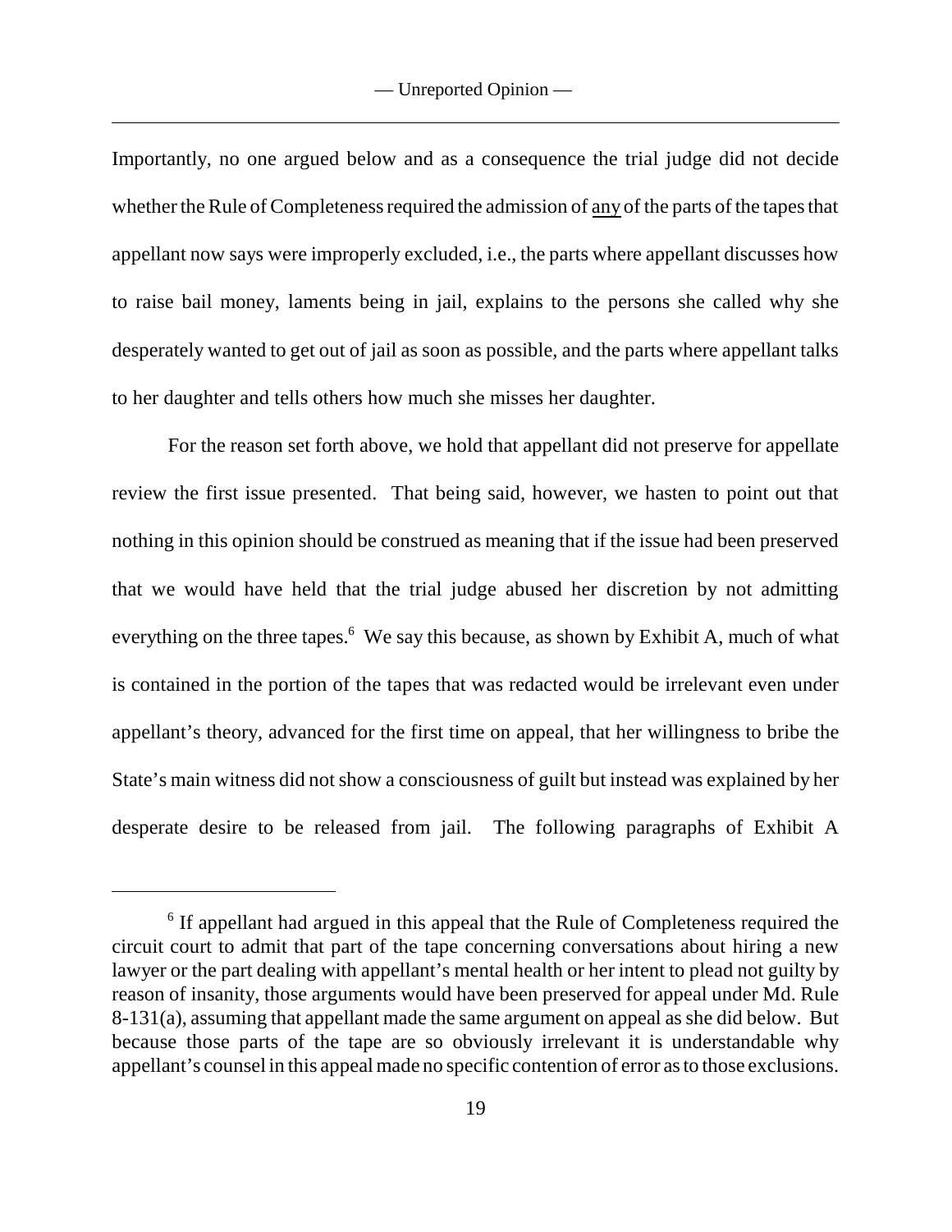Importantly, no one argued below and as a consequence the trial judge did not decide whether the Rule of Completeness required the admission of <u>any</u> of the parts of the tapes that appellant now says were improperly excluded, i.e., the parts where appellant discusses how to raise bail money, laments being in jail, explains to the persons she called why she desperately wanted to get out of jail as soon as possible, and the parts where appellant talks to her daughter and tells others how much she misses her daughter.

For the reason set forth above, we hold that appellant did not preserve for appellate review the first issue presented. That being said, however, we hasten to point out that nothing in this opinion should be construed as meaning that if the issue had been preserved that we would have held that the trial judge abused her discretion by not admitting everything on the three tapes.[6] We say this because, as shown by Exhibit A, much of what is contained in the portion of the tapes that was redacted would be irrelevant even under appellant's theory, advanced for the first time on appeal, that her willingness to bribe the State's main witness did not show a consciousness of guilt but instead was explained by her desperate desire to be released from jail. The following paragraphs of Exhibit A

---

[6] If appellant had argued in this appeal that the Rule of Completeness required the circuit court to admit that part of the tape concerning conversations about hiring a new lawyer or the part dealing with appellant's mental health or her intent to plead not guilty by reason of insanity, those arguments would have been preserved for appeal under Md. Rule 8-131(a), assuming that appellant made the same argument on appeal as she did below. But because those parts of the tape are so obviously irrelevant it is understandable why appellant's counsel in this appeal made no specific contention of error as to those exclusions.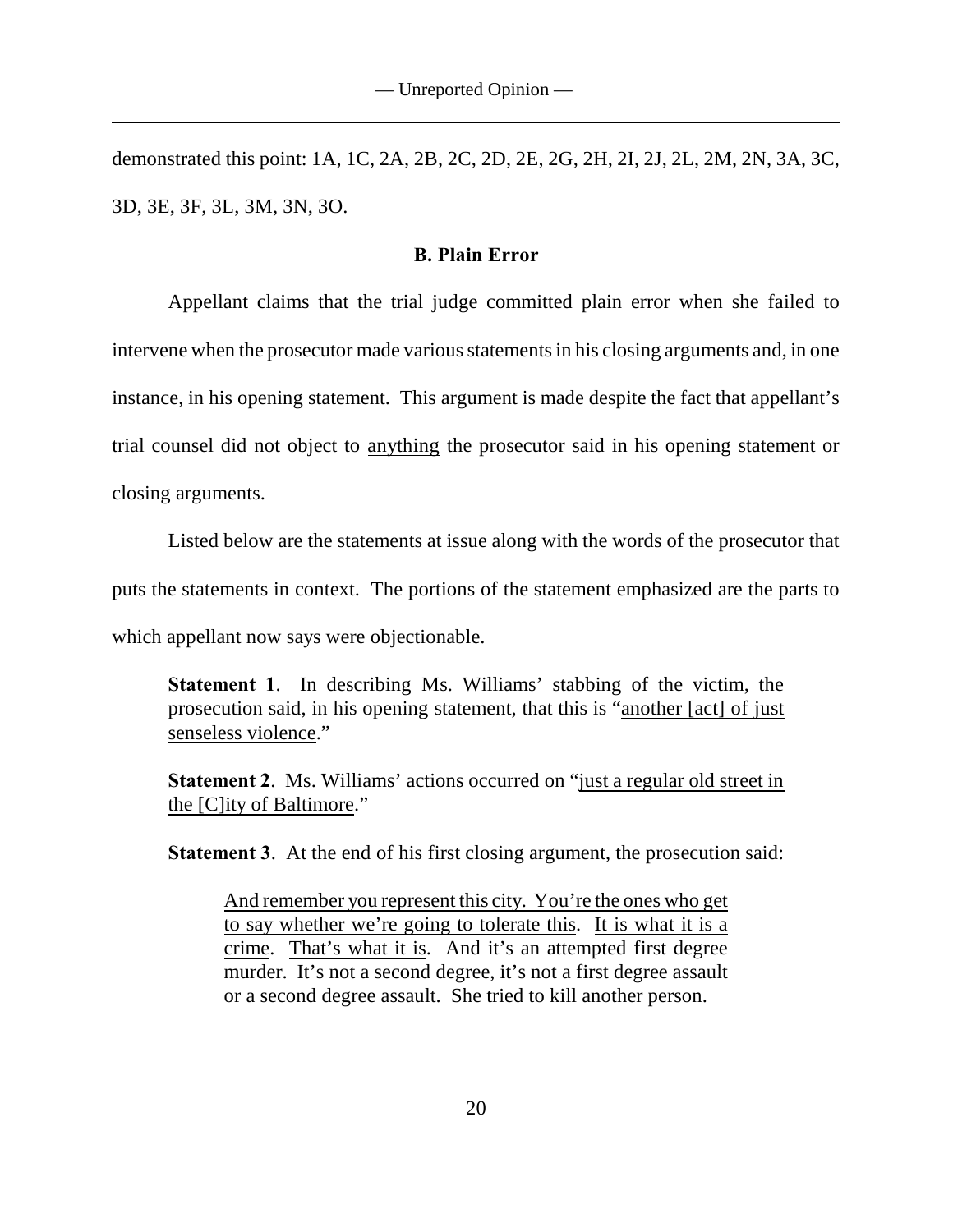demonstrated this point: 1A, 1C, 2A, 2B, 2C, 2D, 2E, 2G, 2H, 2I, 2J, 2L, 2M, 2N, 3A, 3C, 3D, 3E, 3F, 3L, 3M, 3N, 3O.

### B. Plain Error

Appellant claims that the trial judge committed plain error when she failed to intervene when the prosecutor made various statements in his closing arguments and, in one instance, in his opening statement. This argument is made despite the fact that appellant's trial counsel did not object to <u>anything</u> the prosecutor said in his opening statement or closing arguments.

Listed below are the statements at issue along with the words of the prosecutor that puts the statements in context. The portions of the statement emphasized are the parts to which appellant now says were objectionable.

> **Statement 1**. In describing Ms. Williams' stabbing of the victim, the prosecution said, in his opening statement, that this is "<u>another [act] of just senseless violence</u>."
>
> **Statement 2**. Ms. Williams' actions occurred on "<u>just a regular old street in the [C]ity of Baltimore</u>."
>
> **Statement 3**. At the end of his first closing argument, the prosecution said:
>
> > <u>And remember you represent this city. You're the ones who get to say whether we're going to tolerate this</u>. <u>It is what it is a crime</u>. <u>That's what it is</u>. And it's an attempted first degree murder. It's not a second degree, it's not a first degree assault or a second degree assault. She tried to kill another person.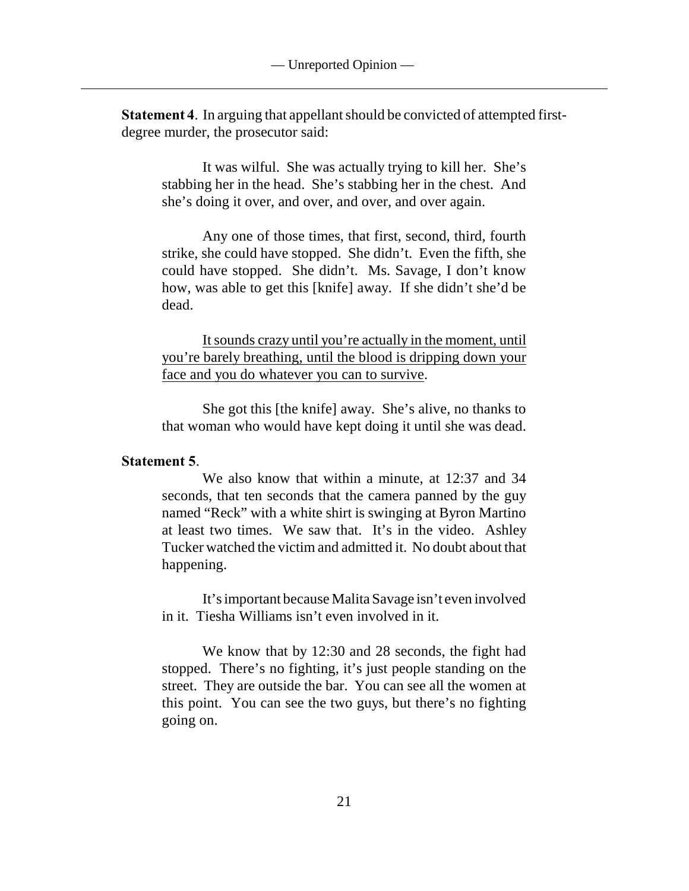**Statement 4**. In arguing that appellant should be convicted of attempted first-degree murder, the prosecutor said:

> It was wilful. She was actually trying to kill her. She's stabbing her in the head. She's stabbing her in the chest. And she's doing it over, and over, and over, and over again.
>
> Any one of those times, that first, second, third, fourth strike, she could have stopped. She didn't. Even the fifth, she could have stopped. She didn't. Ms. Savage, I don't know how, was able to get this [knife] away. If she didn't she'd be dead.
>
> <u>It sounds crazy until you're actually in the moment, until you're barely breathing, until the blood is dripping down your face and you do whatever you can to survive</u>.
>
> She got this [the knife] away. She's alive, no thanks to that woman who would have kept doing it until she was dead.

**Statement 5**.

> We also know that within a minute, at 12:37 and 34 seconds, that ten seconds that the camera panned by the guy named "Reck" with a white shirt is swinging at Byron Martino at least two times. We saw that. It's in the video. Ashley Tucker watched the victim and admitted it. No doubt about that happening.
>
> It's important because Malita Savage isn't even involved in it. Tiesha Williams isn't even involved in it.
>
> We know that by 12:30 and 28 seconds, the fight had stopped. There's no fighting, it's just people standing on the street. They are outside the bar. You can see all the women at this point. You can see the two guys, but there's no fighting going on.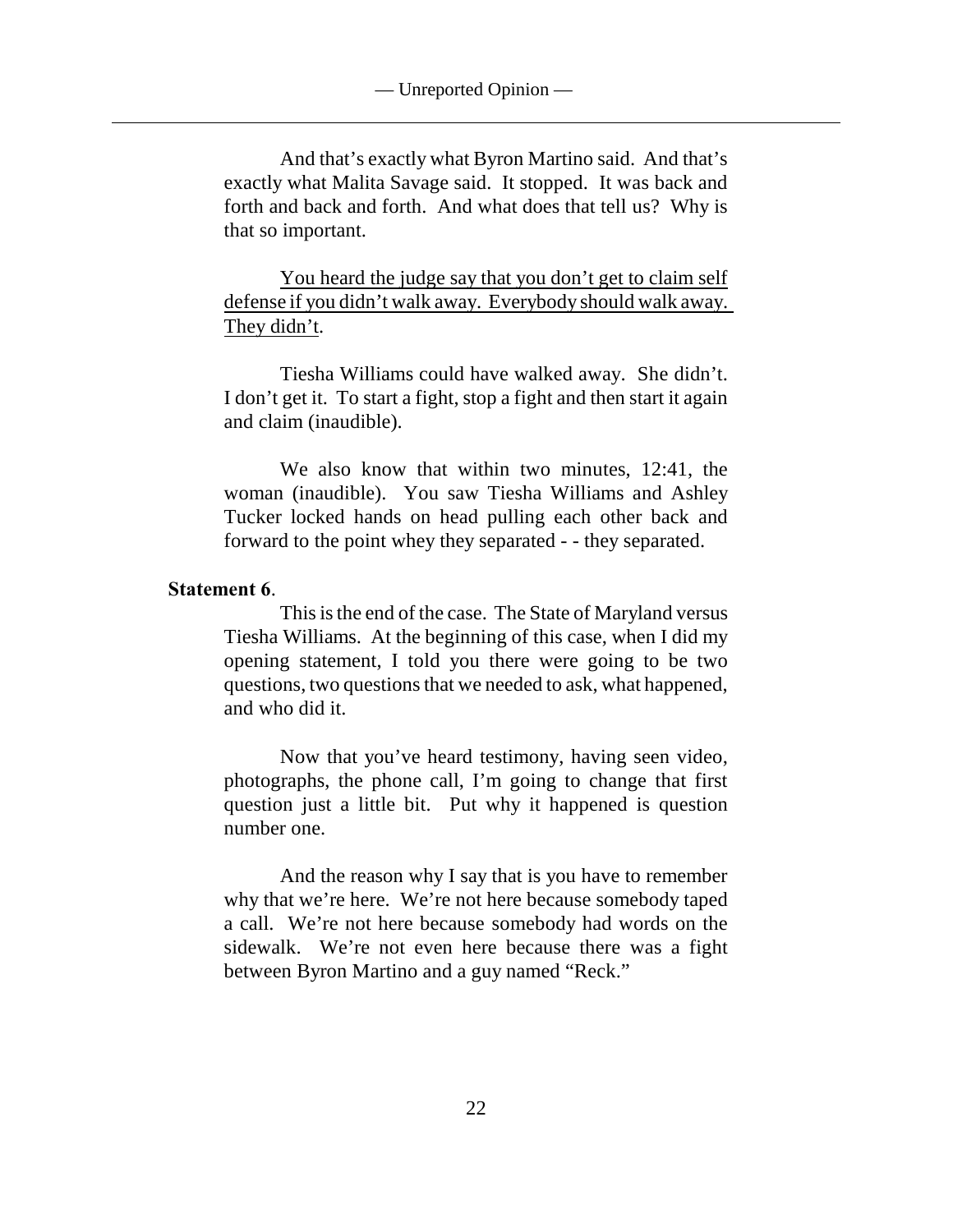And that's exactly what Byron Martino said. And that's exactly what Malita Savage said. It stopped. It was back and forth and back and forth. And what does that tell us? Why is that so important.

<u>You heard the judge say that you don't get to claim self defense if you didn't walk away. Everybody should walk away. They didn't</u>.

Tiesha Williams could have walked away. She didn't. I don't get it. To start a fight, stop a fight and then start it again and claim (inaudible).

We also know that within two minutes, 12:41, the woman (inaudible). You saw Tiesha Williams and Ashley Tucker locked hands on head pulling each other back and forward to the point whey they separated - - they separated.

**Statement 6**.

This is the end of the case. The State of Maryland versus Tiesha Williams. At the beginning of this case, when I did my opening statement, I told you there were going to be two questions, two questions that we needed to ask, what happened, and who did it.

Now that you've heard testimony, having seen video, photographs, the phone call, I'm going to change that first question just a little bit. Put why it happened is question number one.

And the reason why I say that is you have to remember why that we're here. We're not here because somebody taped a call. We're not here because somebody had words on the sidewalk. We're not even here because there was a fight between Byron Martino and a guy named "Reck."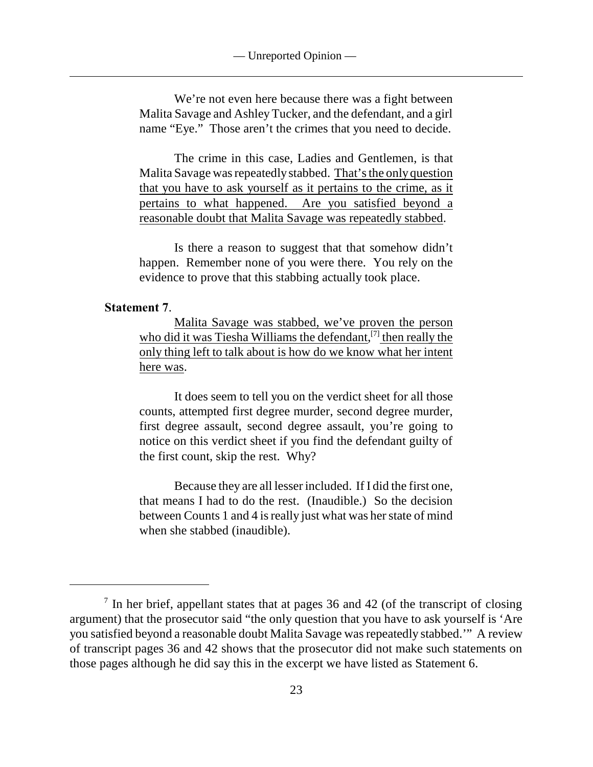We're not even here because there was a fight between Malita Savage and Ashley Tucker, and the defendant, and a girl name "Eye." Those aren't the crimes that you need to decide.

The crime in this case, Ladies and Gentlemen, is that Malita Savage was repeatedly stabbed. <u>That's the only question that you have to ask yourself as it pertains to the crime, as it pertains to what happened. Are you satisfied beyond a reasonable doubt that Malita Savage was repeatedly stabbed</u>.

Is there a reason to suggest that that somehow didn't happen. Remember none of you were there. You rely on the evidence to prove that this stabbing actually took place.

**Statement 7**.

<u>Malita Savage was stabbed, we've proven the person who did it was Tiesha Williams the defendant,</u>[7] <u>then really the only thing left to talk about is how do we know what her intent here was</u>.

It does seem to tell you on the verdict sheet for all those counts, attempted first degree murder, second degree murder, first degree assault, second degree assault, you're going to notice on this verdict sheet if you find the defendant guilty of the first count, skip the rest. Why?

Because they are all lesser included. If I did the first one, that means I had to do the rest. (Inaudible.) So the decision between Counts 1 and 4 is really just what was her state of mind when she stabbed (inaudible).

---

[7] In her brief, appellant states that at pages 36 and 42 (of the transcript of closing argument) that the prosecutor said "the only question that you have to ask yourself is 'Are you satisfied beyond a reasonable doubt Malita Savage was repeatedly stabbed.'" A review of transcript pages 36 and 42 shows that the prosecutor did not make such statements on those pages although he did say this in the excerpt we have listed as Statement 6.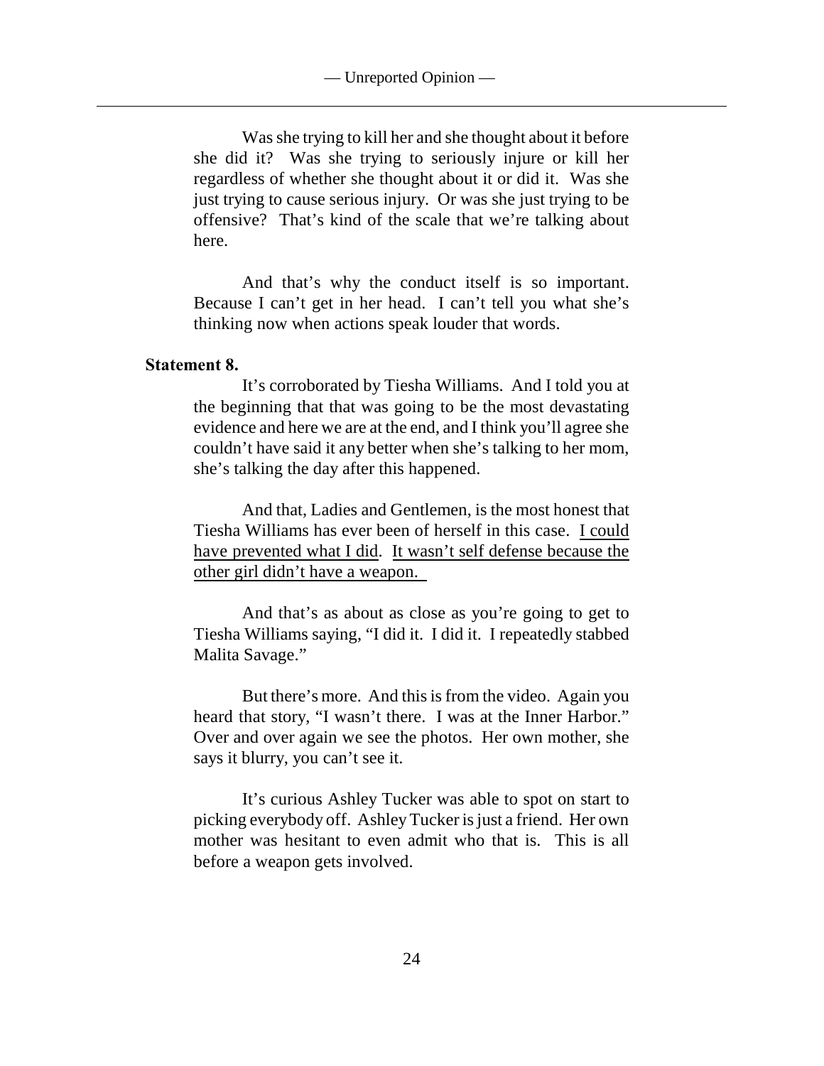Was she trying to kill her and she thought about it before she did it? Was she trying to seriously injure or kill her regardless of whether she thought about it or did it. Was she just trying to cause serious injury. Or was she just trying to be offensive? That's kind of the scale that we're talking about here.

And that's why the conduct itself is so important. Because I can't get in her head. I can't tell you what she's thinking now when actions speak louder that words.

**Statement 8.**

It's corroborated by Tiesha Williams. And I told you at the beginning that that was going to be the most devastating evidence and here we are at the end, and I think you'll agree she couldn't have said it any better when she's talking to her mom, she's talking the day after this happened.

And that, Ladies and Gentlemen, is the most honest that Tiesha Williams has ever been of herself in this case. <u>I could have prevented what I did</u>. <u>It wasn't self defense because the other girl didn't have a weapon.</u>

And that's as about as close as you're going to get to Tiesha Williams saying, "I did it. I did it. I repeatedly stabbed Malita Savage."

But there's more. And this is from the video. Again you heard that story, "I wasn't there. I was at the Inner Harbor." Over and over again we see the photos. Her own mother, she says it blurry, you can't see it.

It's curious Ashley Tucker was able to spot on start to picking everybody off. Ashley Tucker is just a friend. Her own mother was hesitant to even admit who that is. This is all before a weapon gets involved.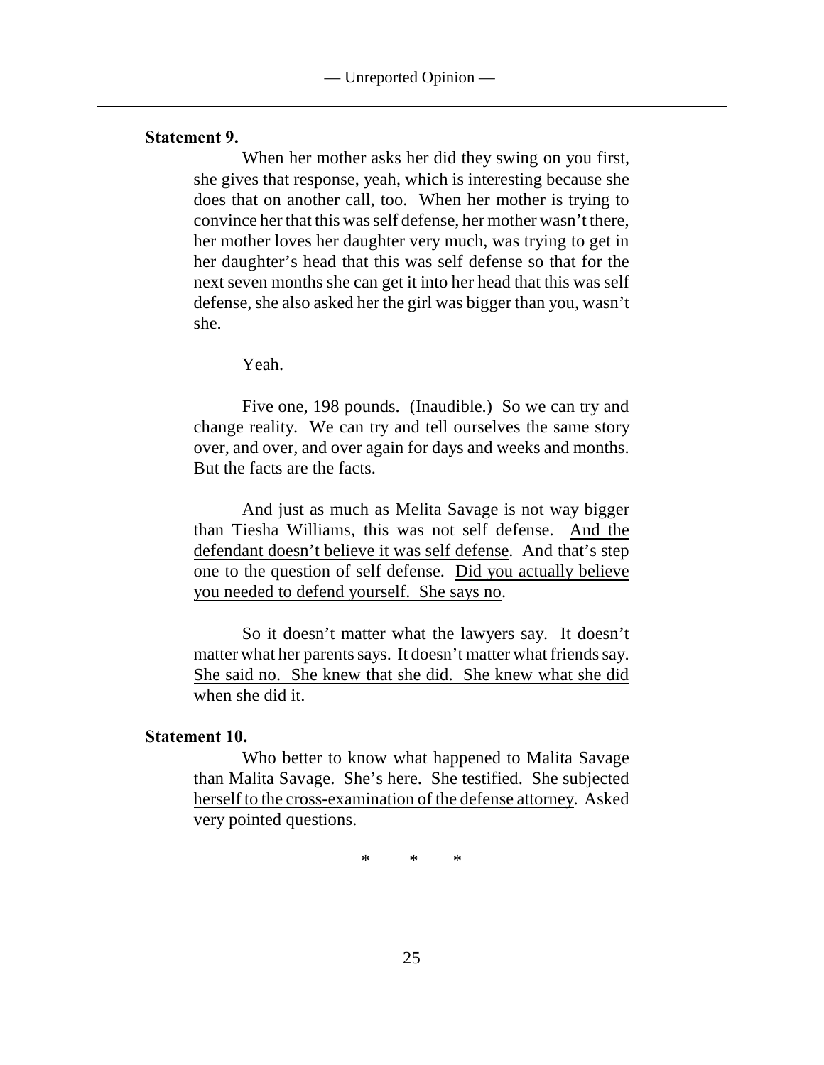**Statement 9.**

> When her mother asks her did they swing on you first, she gives that response, yeah, which is interesting because she does that on another call, too. When her mother is trying to convince her that this was self defense, her mother wasn't there, her mother loves her daughter very much, was trying to get in her daughter's head that this was self defense so that for the next seven months she can get it into her head that this was self defense, she also asked her the girl was bigger than you, wasn't she.
>
> Yeah.
>
> Five one, 198 pounds. (Inaudible.) So we can try and change reality. We can try and tell ourselves the same story over, and over, and over again for days and weeks and months. But the facts are the facts.
>
> And just as much as Melita Savage is not way bigger than Tiesha Williams, this was not self defense. <u>And the defendant doesn't believe it was self defense</u>. And that's step one to the question of self defense. <u>Did you actually believe you needed to defend yourself. She says no</u>.
>
> So it doesn't matter what the lawyers say. It doesn't matter what her parents says. It doesn't matter what friends say. <u>She said no. She knew that she did. She knew what she did when she did it.</u>

**Statement 10.**

> Who better to know what happened to Malita Savage than Malita Savage. She's here. <u>She testified. She subjected herself to the cross-examination of the defense attorney</u>. Asked very pointed questions.

\* \* \*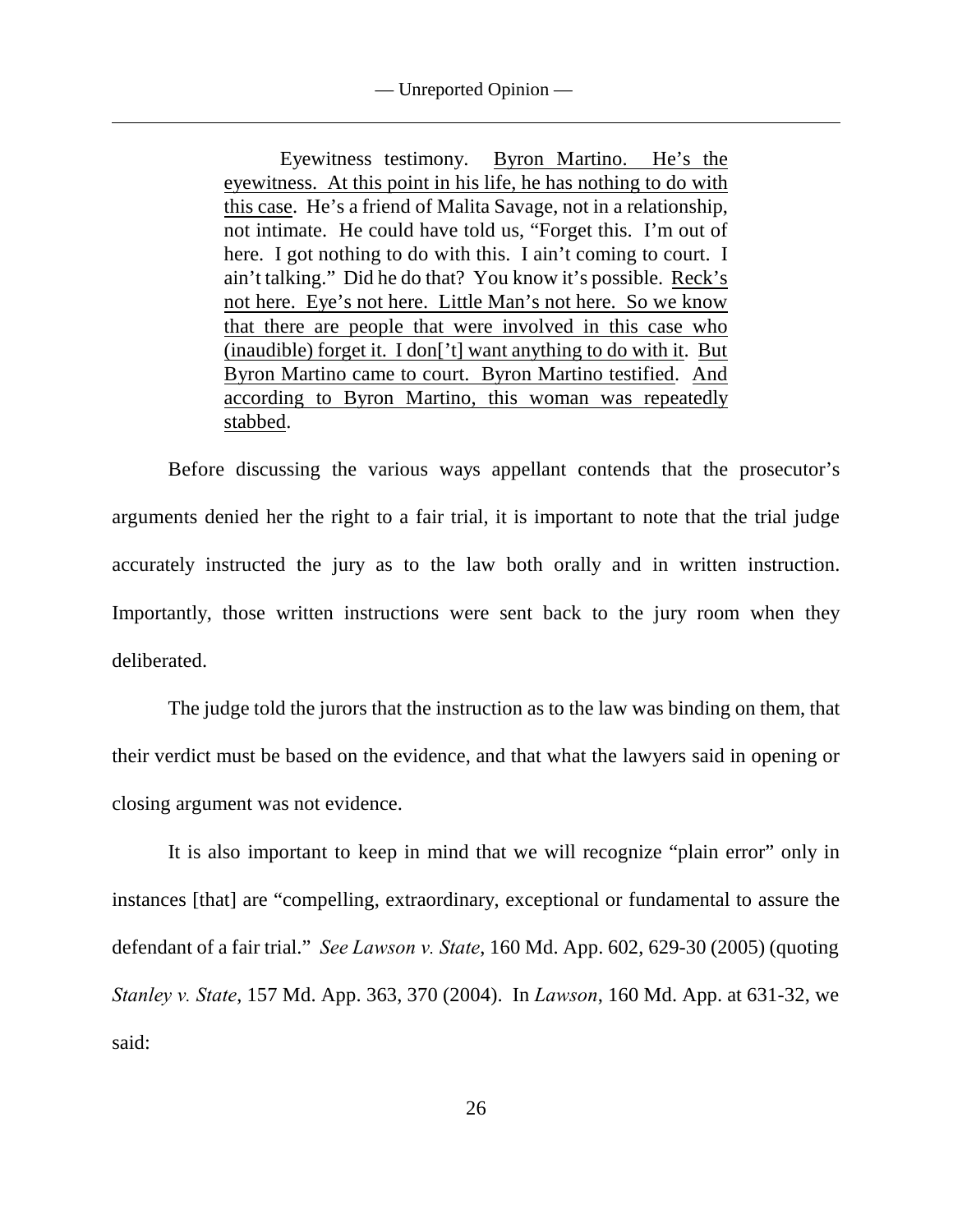> Eyewitness testimony. <u>Byron Martino. He's the eyewitness. At this point in his life, he has nothing to do with this case</u>. He's a friend of Malita Savage, not in a relationship, not intimate. He could have told us, "Forget this. I'm out of here. I got nothing to do with this. I ain't coming to court. I ain't talking." Did he do that? You know it's possible. <u>Reck's not here. Eye's not here. Little Man's not here. So we know that there are people that were involved in this case who (inaudible) forget it. I don['t] want anything to do with it</u>. <u>But Byron Martino came to court. Byron Martino testified</u>. <u>And according to Byron Martino, this woman was repeatedly stabbed</u>.

Before discussing the various ways appellant contends that the prosecutor's arguments denied her the right to a fair trial, it is important to note that the trial judge accurately instructed the jury as to the law both orally and in written instruction. Importantly, those written instructions were sent back to the jury room when they deliberated.

The judge told the jurors that the instruction as to the law was binding on them, that their verdict must be based on the evidence, and that what the lawyers said in opening or closing argument was not evidence.

It is also important to keep in mind that we will recognize "plain error" only in instances [that] are "compelling, extraordinary, exceptional or fundamental to assure the defendant of a fair trial." *See Lawson v. State*, 160 Md. App. 602, 629-30 (2005) (quoting *Stanley v. State*, 157 Md. App. 363, 370 (2004). In *Lawson*, 160 Md. App. at 631-32, we said: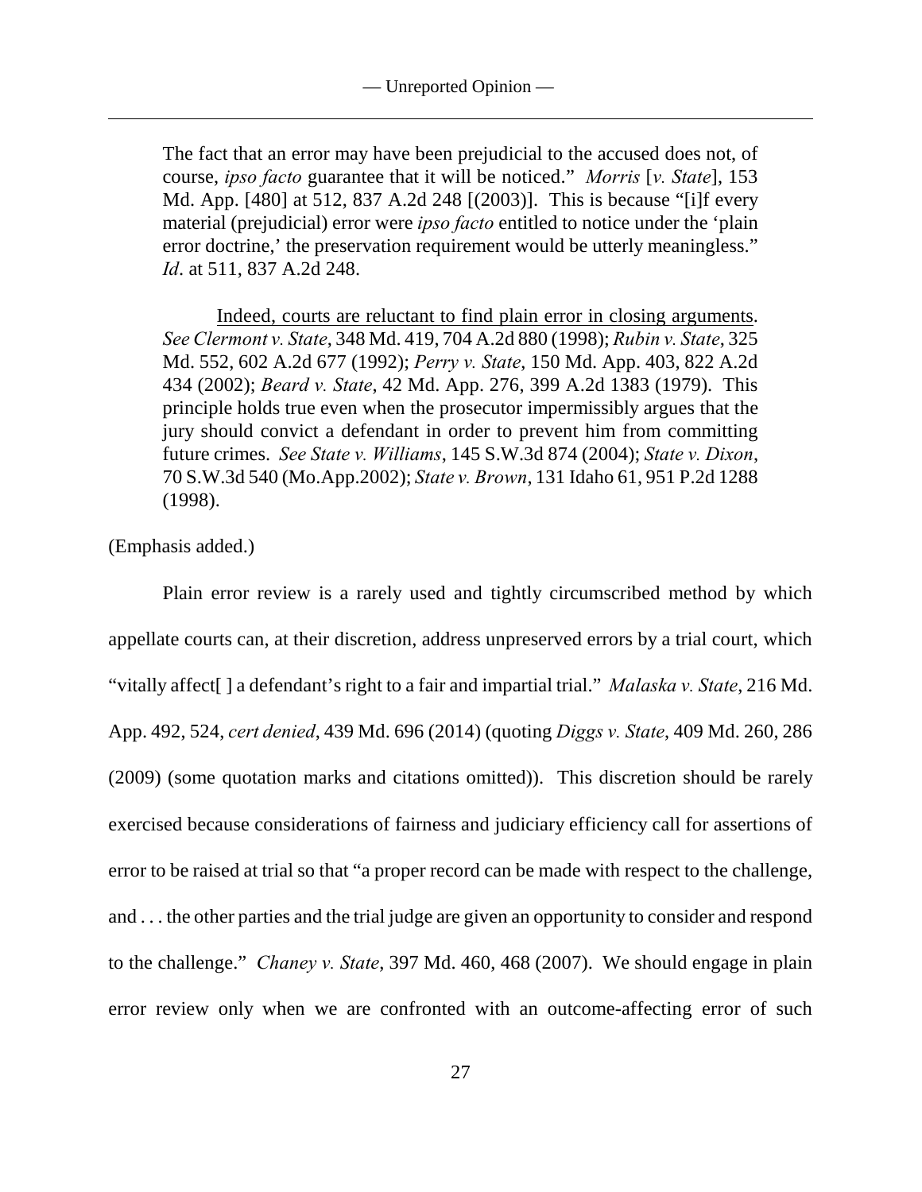The fact that an error may have been prejudicial to the accused does not, of course, *ipso facto* guarantee that it will be noticed." *Morris* [*v. State*], 153 Md. App. [480] at 512, 837 A.2d 248 [(2003)]. This is because "[i]f every material (prejudicial) error were *ipso facto* entitled to notice under the 'plain error doctrine,' the preservation requirement would be utterly meaningless." *Id*. at 511, 837 A.2d 248.

> Indeed, courts are reluctant to find plain error in closing arguments. *See Clermont v. State*, 348 Md. 419, 704 A.2d 880 (1998); *Rubin v. State*, 325 Md. 552, 602 A.2d 677 (1992); *Perry v. State*, 150 Md. App. 403, 822 A.2d 434 (2002); *Beard v. State*, 42 Md. App. 276, 399 A.2d 1383 (1979). This principle holds true even when the prosecutor impermissibly argues that the jury should convict a defendant in order to prevent him from committing future crimes. *See State v. Williams*, 145 S.W.3d 874 (2004); *State v. Dixon*, 70 S.W.3d 540 (Mo.App.2002); *State v. Brown*, 131 Idaho 61, 951 P.2d 1288 (1998).

(Emphasis added.)

Plain error review is a rarely used and tightly circumscribed method by which appellate courts can, at their discretion, address unpreserved errors by a trial court, which "vitally affect[ ] a defendant's right to a fair and impartial trial." *Malaska v. State*, 216 Md. App. 492, 524, *cert denied*, 439 Md. 696 (2014) (quoting *Diggs v. State*, 409 Md. 260, 286 (2009) (some quotation marks and citations omitted)). This discretion should be rarely exercised because considerations of fairness and judiciary efficiency call for assertions of error to be raised at trial so that "a proper record can be made with respect to the challenge, and . . . the other parties and the trial judge are given an opportunity to consider and respond to the challenge." *Chaney v. State*, 397 Md. 460, 468 (2007). We should engage in plain error review only when we are confronted with an outcome-affecting error of such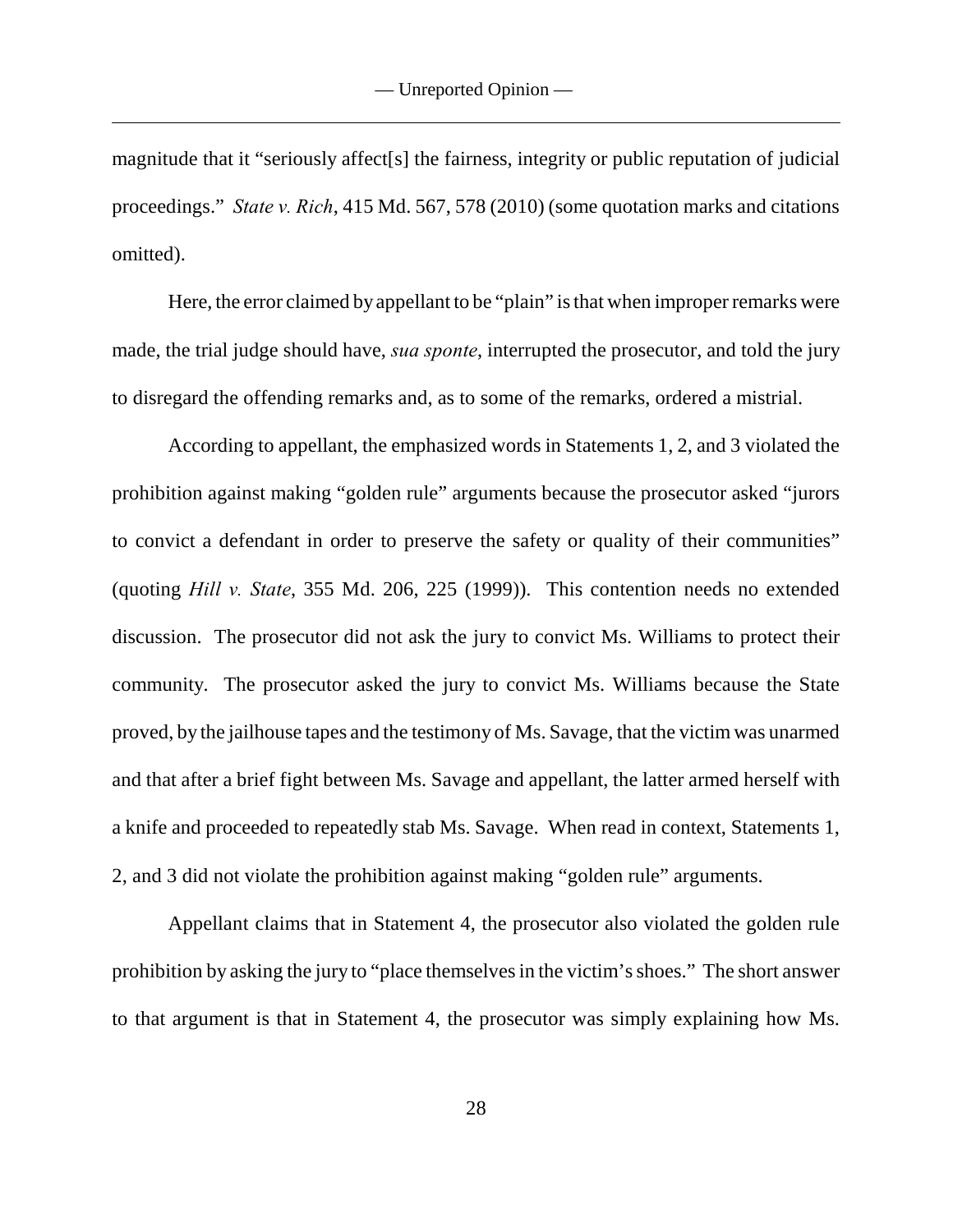magnitude that it "seriously affect[s] the fairness, integrity or public reputation of judicial proceedings." *State v. Rich*, 415 Md. 567, 578 (2010) (some quotation marks and citations omitted).

Here, the error claimed by appellant to be "plain" is that when improper remarks were made, the trial judge should have, *sua sponte*, interrupted the prosecutor, and told the jury to disregard the offending remarks and, as to some of the remarks, ordered a mistrial.

According to appellant, the emphasized words in Statements 1, 2, and 3 violated the prohibition against making "golden rule" arguments because the prosecutor asked "jurors to convict a defendant in order to preserve the safety or quality of their communities" (quoting *Hill v. State*, 355 Md. 206, 225 (1999)). This contention needs no extended discussion. The prosecutor did not ask the jury to convict Ms. Williams to protect their community. The prosecutor asked the jury to convict Ms. Williams because the State proved, by the jailhouse tapes and the testimony of Ms. Savage, that the victim was unarmed and that after a brief fight between Ms. Savage and appellant, the latter armed herself with a knife and proceeded to repeatedly stab Ms. Savage. When read in context, Statements 1, 2, and 3 did not violate the prohibition against making "golden rule" arguments.

Appellant claims that in Statement 4, the prosecutor also violated the golden rule prohibition by asking the jury to "place themselves in the victim's shoes." The short answer to that argument is that in Statement 4, the prosecutor was simply explaining how Ms.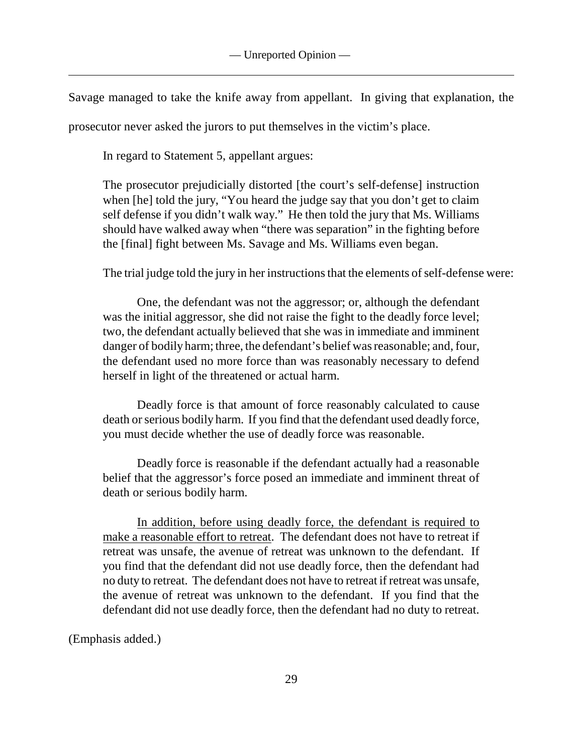Savage managed to take the knife away from appellant. In giving that explanation, the prosecutor never asked the jurors to put themselves in the victim's place.

In regard to Statement 5, appellant argues:

> The prosecutor prejudicially distorted [the court's self-defense] instruction when [he] told the jury, "You heard the judge say that you don't get to claim self defense if you didn't walk way." He then told the jury that Ms. Williams should have walked away when "there was separation" in the fighting before the [final] fight between Ms. Savage and Ms. Williams even began.

The trial judge told the jury in her instructions that the elements of self-defense were:

> One, the defendant was not the aggressor; or, although the defendant was the initial aggressor, she did not raise the fight to the deadly force level; two, the defendant actually believed that she was in immediate and imminent danger of bodily harm; three, the defendant's belief was reasonable; and, four, the defendant used no more force than was reasonably necessary to defend herself in light of the threatened or actual harm.
>
> Deadly force is that amount of force reasonably calculated to cause death or serious bodily harm. If you find that the defendant used deadly force, you must decide whether the use of deadly force was reasonable.
>
> Deadly force is reasonable if the defendant actually had a reasonable belief that the aggressor's force posed an immediate and imminent threat of death or serious bodily harm.
>
> <u>In addition, before using deadly force, the defendant is required to make a reasonable effort to retreat</u>. The defendant does not have to retreat if retreat was unsafe, the avenue of retreat was unknown to the defendant. If you find that the defendant did not use deadly force, then the defendant had no duty to retreat. The defendant does not have to retreat if retreat was unsafe, the avenue of retreat was unknown to the defendant. If you find that the defendant did not use deadly force, then the defendant had no duty to retreat.

(Emphasis added.)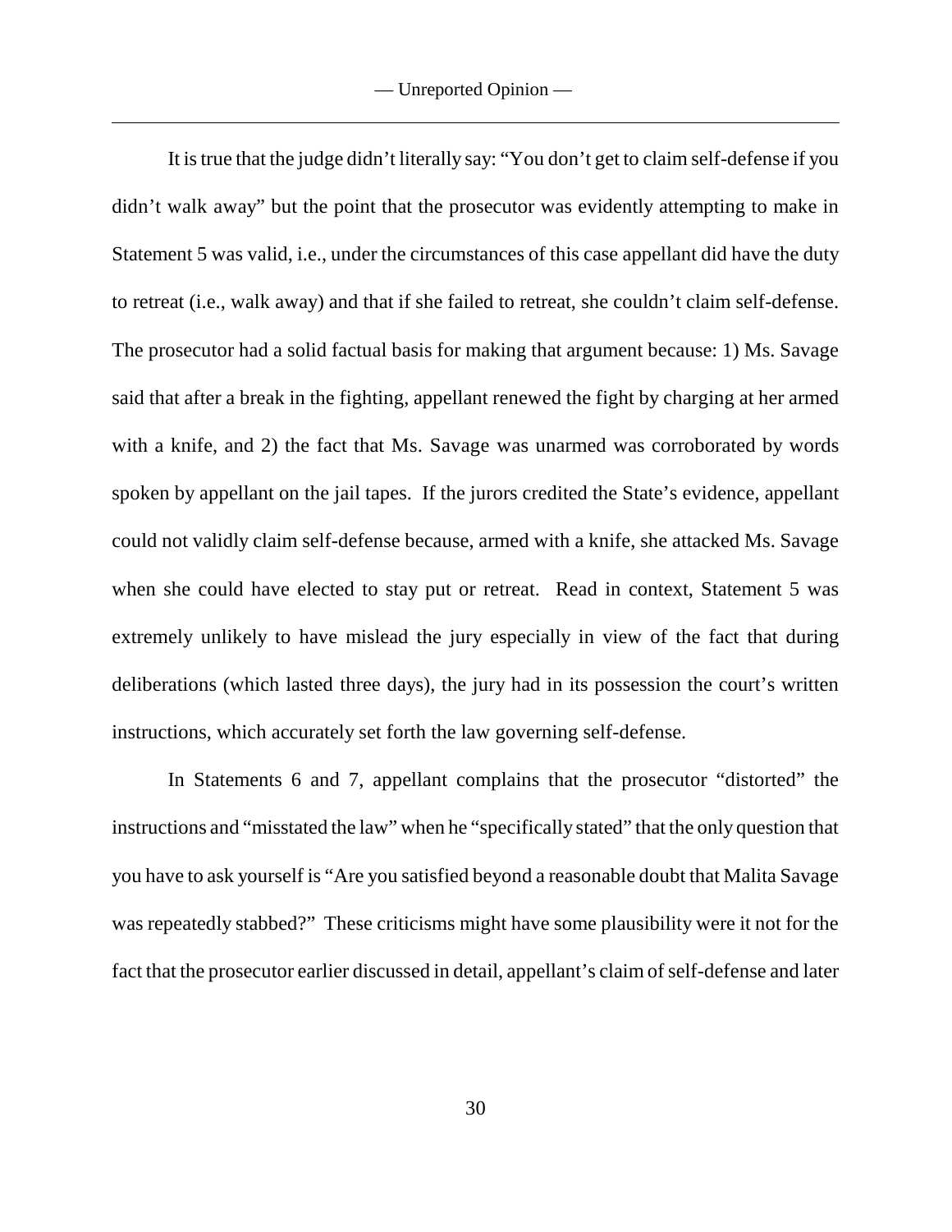It is true that the judge didn't literally say: "You don't get to claim self-defense if you didn't walk away" but the point that the prosecutor was evidently attempting to make in Statement 5 was valid, i.e., under the circumstances of this case appellant did have the duty to retreat (i.e., walk away) and that if she failed to retreat, she couldn't claim self-defense. The prosecutor had a solid factual basis for making that argument because: 1) Ms. Savage said that after a break in the fighting, appellant renewed the fight by charging at her armed with a knife, and 2) the fact that Ms. Savage was unarmed was corroborated by words spoken by appellant on the jail tapes. If the jurors credited the State's evidence, appellant could not validly claim self-defense because, armed with a knife, she attacked Ms. Savage when she could have elected to stay put or retreat. Read in context, Statement 5 was extremely unlikely to have mislead the jury especially in view of the fact that during deliberations (which lasted three days), the jury had in its possession the court's written instructions, which accurately set forth the law governing self-defense.

In Statements 6 and 7, appellant complains that the prosecutor "distorted" the instructions and "misstated the law" when he "specifically stated" that the only question that you have to ask yourself is "Are you satisfied beyond a reasonable doubt that Malita Savage was repeatedly stabbed?" These criticisms might have some plausibility were it not for the fact that the prosecutor earlier discussed in detail, appellant's claim of self-defense and later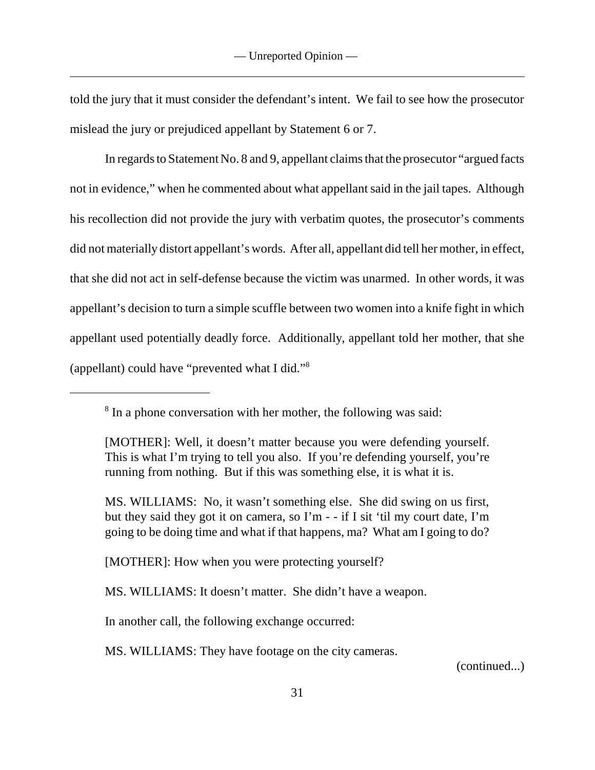told the jury that it must consider the defendant's intent. We fail to see how the prosecutor mislead the jury or prejudiced appellant by Statement 6 or 7.

In regards to Statement No. 8 and 9, appellant claims that the prosecutor "argued facts not in evidence," when he commented about what appellant said in the jail tapes. Although his recollection did not provide the jury with verbatim quotes, the prosecutor's comments did not materially distort appellant's words. After all, appellant did tell her mother, in effect, that she did not act in self-defense because the victim was unarmed. In other words, it was appellant's decision to turn a simple scuffle between two women into a knife fight in which appellant used potentially deadly force. Additionally, appellant told her mother, that she (appellant) could have "prevented what I did."[8]

---

[8] In a phone conversation with her mother, the following was said:

> [MOTHER]: Well, it doesn't matter because you were defending yourself. This is what I'm trying to tell you also. If you're defending yourself, you're running from nothing. But if this was something else, it is what it is.
>
> MS. WILLIAMS: No, it wasn't something else. She did swing on us first, but they said they got it on camera, so I'm - - if I sit 'til my court date, I'm going to be doing time and what if that happens, ma? What am I going to do?
>
> [MOTHER]: How when you were protecting yourself?
>
> MS. WILLIAMS: It doesn't matter. She didn't have a weapon.
>
> In another call, the following exchange occurred:
>
> MS. WILLIAMS: They have footage on the city cameras.

(continued...)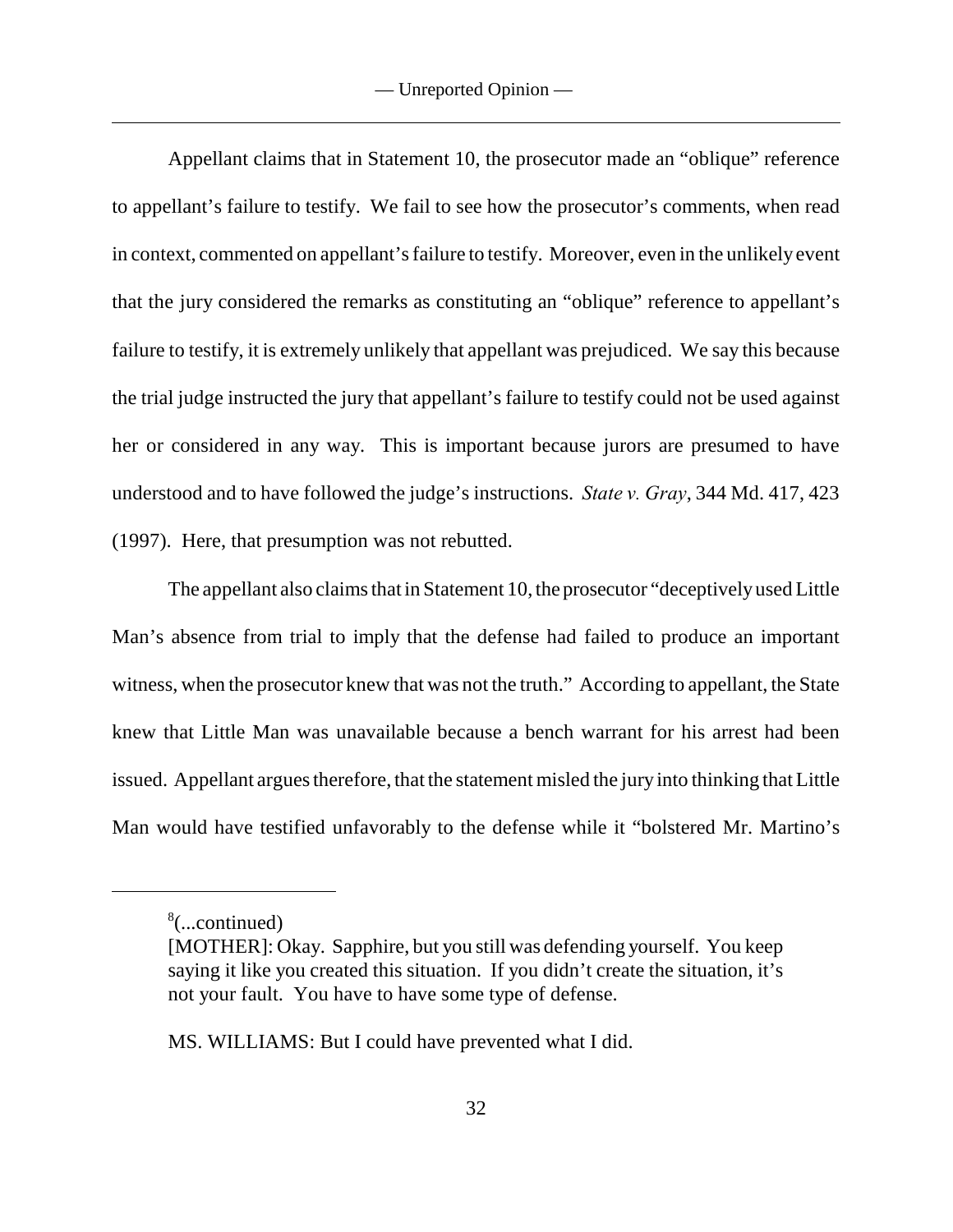Appellant claims that in Statement 10, the prosecutor made an "oblique" reference to appellant's failure to testify. We fail to see how the prosecutor's comments, when read in context, commented on appellant's failure to testify. Moreover, even in the unlikely event that the jury considered the remarks as constituting an "oblique" reference to appellant's failure to testify, it is extremely unlikely that appellant was prejudiced. We say this because the trial judge instructed the jury that appellant's failure to testify could not be used against her or considered in any way. This is important because jurors are presumed to have understood and to have followed the judge's instructions. *State v. Gray*, 344 Md. 417, 423 (1997). Here, that presumption was not rebutted.

The appellant also claims that in Statement 10, the prosecutor "deceptively used Little Man's absence from trial to imply that the defense had failed to produce an important witness, when the prosecutor knew that was not the truth." According to appellant, the State knew that Little Man was unavailable because a bench warrant for his arrest had been issued. Appellant argues therefore, that the statement misled the jury into thinking that Little Man would have testified unfavorably to the defense while it "bolstered Mr. Martino's

---

[8](...continued)

[MOTHER]: Okay. Sapphire, but you still was defending yourself. You keep saying it like you created this situation. If you didn't create the situation, it's not your fault. You have to have some type of defense.

MS. WILLIAMS: But I could have prevented what I did.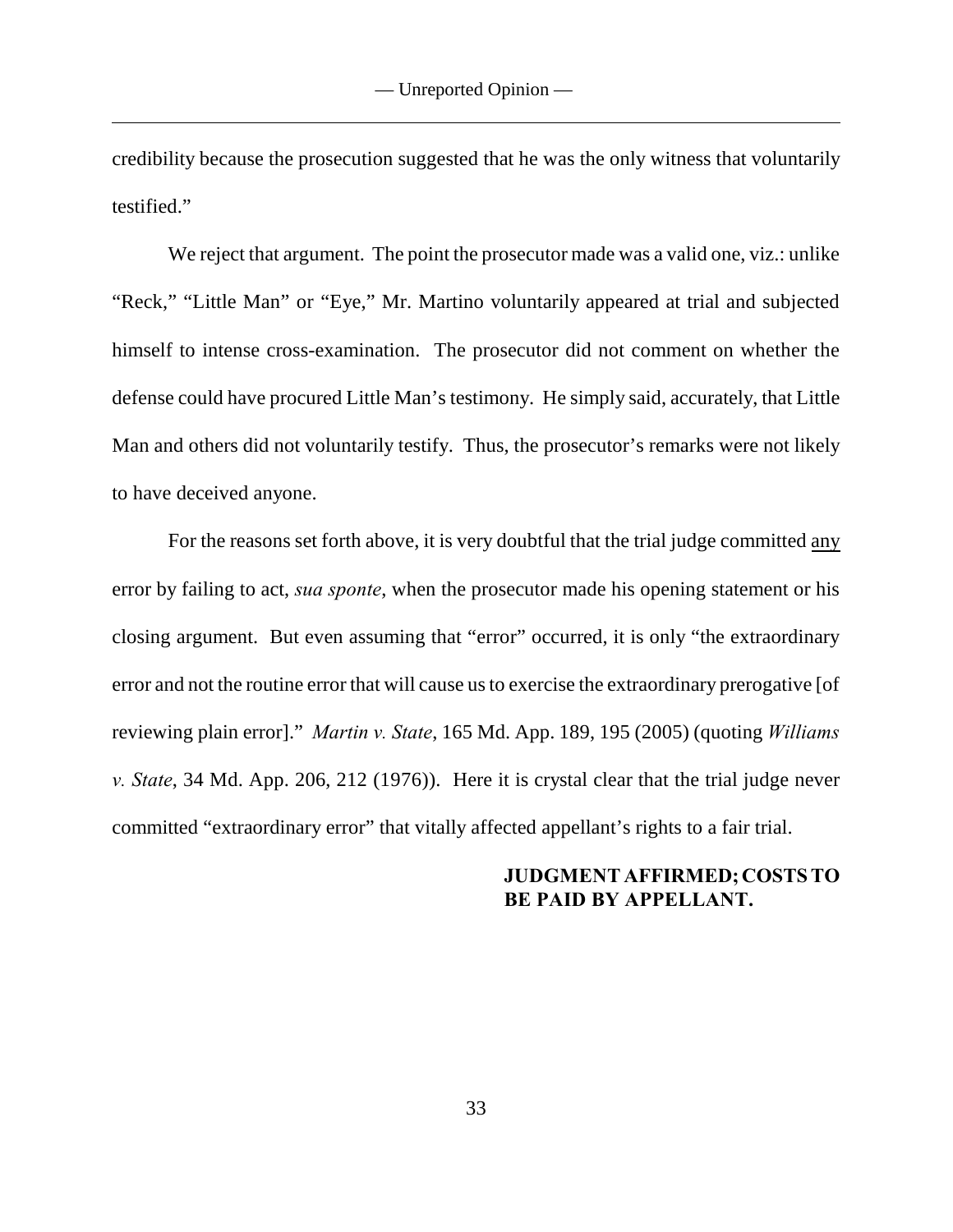credibility because the prosecution suggested that he was the only witness that voluntarily testified."

We reject that argument. The point the prosecutor made was a valid one, viz.: unlike "Reck," "Little Man" or "Eye," Mr. Martino voluntarily appeared at trial and subjected himself to intense cross-examination. The prosecutor did not comment on whether the defense could have procured Little Man's testimony. He simply said, accurately, that Little Man and others did not voluntarily testify. Thus, the prosecutor's remarks were not likely to have deceived anyone.

For the reasons set forth above, it is very doubtful that the trial judge committed <u>any</u> error by failing to act, *sua sponte*, when the prosecutor made his opening statement or his closing argument. But even assuming that "error" occurred, it is only "the extraordinary error and not the routine error that will cause us to exercise the extraordinary prerogative [of reviewing plain error]." *Martin v. State*, 165 Md. App. 189, 195 (2005) (quoting *Williams v. State*, 34 Md. App. 206, 212 (1976)). Here it is crystal clear that the trial judge never committed "extraordinary error" that vitally affected appellant's rights to a fair trial.

**JUDGMENT AFFIRMED; COSTS TO BE PAID BY APPELLANT.**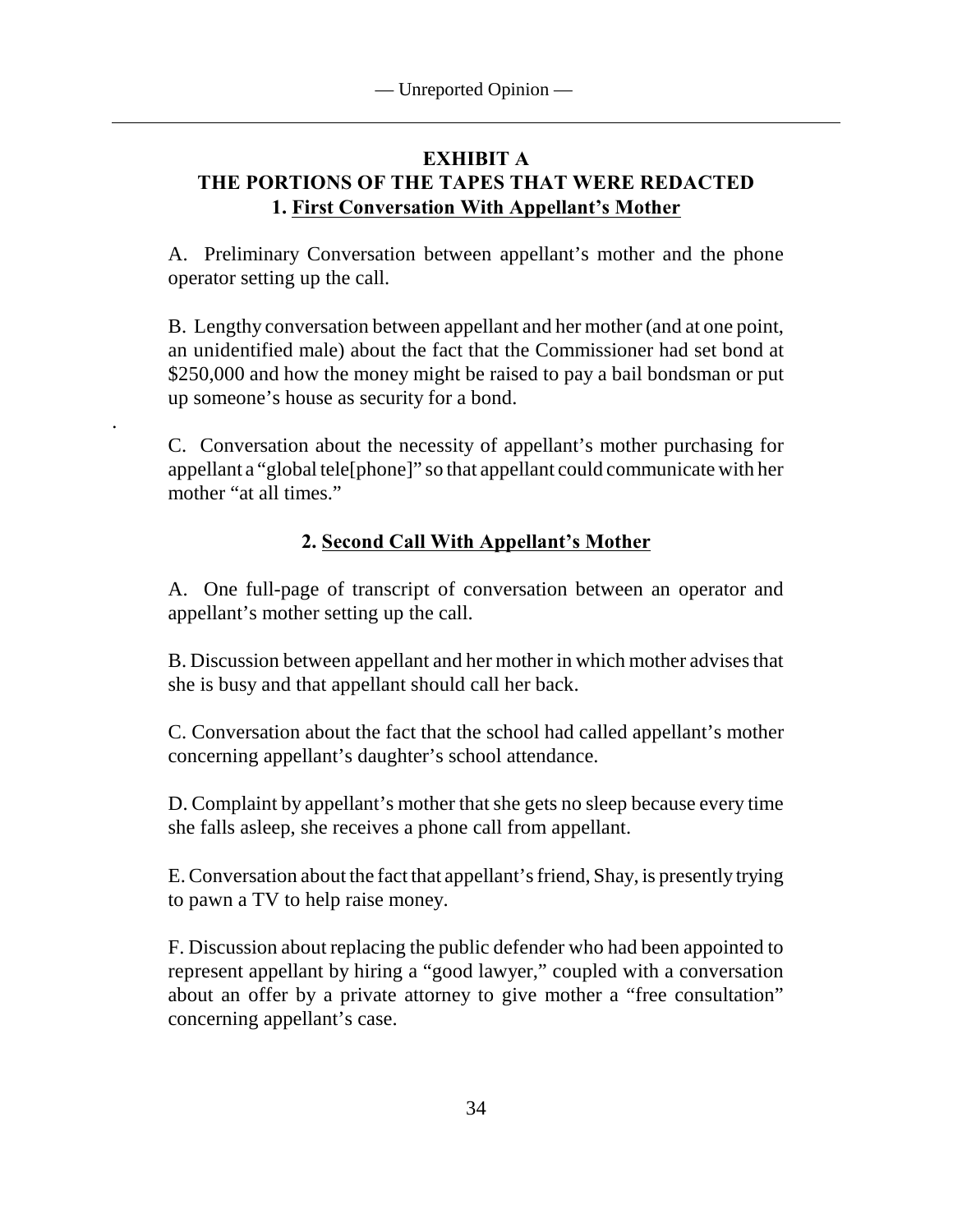# EXHIBIT A

## THE PORTIONS OF THE TAPES THAT WERE REDACTED

### 1. First Conversation With Appellant's Mother

A. Preliminary Conversation between appellant's mother and the phone operator setting up the call.

B. Lengthy conversation between appellant and her mother (and at one point, an unidentified male) about the fact that the Commissioner had set bond at $250,000 and how the money might be raised to pay a bail bondsman or put up someone's house as security for a bond.

C. Conversation about the necessity of appellant's mother purchasing for appellant a "global tele[phone]" so that appellant could communicate with her mother "at all times."

### 2. Second Call With Appellant's Mother

A. One full-page of transcript of conversation between an operator and appellant's mother setting up the call.

B. Discussion between appellant and her mother in which mother advises that she is busy and that appellant should call her back.

C. Conversation about the fact that the school had called appellant's mother concerning appellant's daughter's school attendance.

D. Complaint by appellant's mother that she gets no sleep because every time she falls asleep, she receives a phone call from appellant.

E. Conversation about the fact that appellant's friend, Shay, is presently trying to pawn a TV to help raise money.

F. Discussion about replacing the public defender who had been appointed to represent appellant by hiring a "good lawyer," coupled with a conversation about an offer by a private attorney to give mother a "free consultation" concerning appellant's case.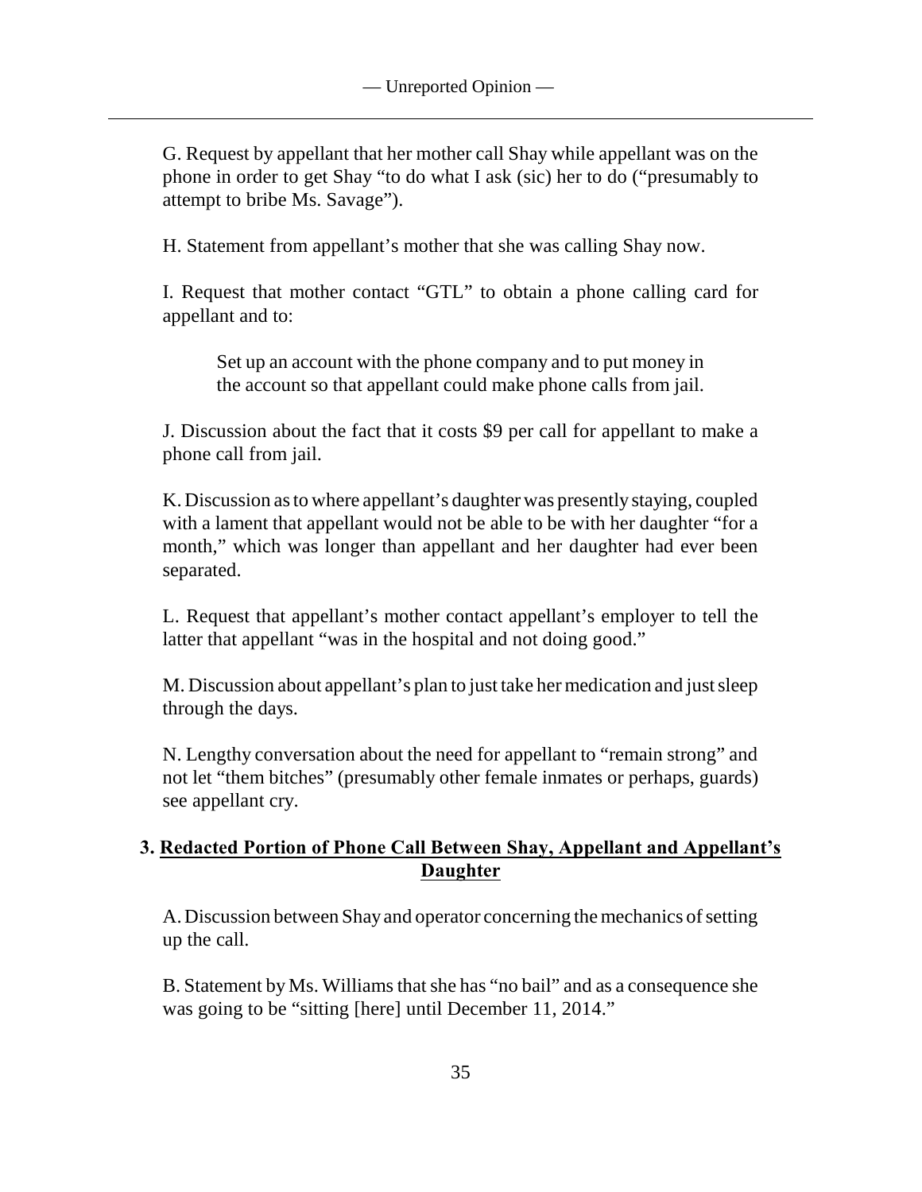G. Request by appellant that her mother call Shay while appellant was on the phone in order to get Shay "to do what I ask (sic) her to do ("presumably to attempt to bribe Ms. Savage").

H. Statement from appellant's mother that she was calling Shay now.

I. Request that mother contact "GTL" to obtain a phone calling card for appellant and to:

> Set up an account with the phone company and to put money in the account so that appellant could make phone calls from jail.

J. Discussion about the fact that it costs $9 per call for appellant to make a phone call from jail.

K. Discussion as to where appellant's daughter was presently staying, coupled with a lament that appellant would not be able to be with her daughter "for a month," which was longer than appellant and her daughter had ever been separated.

L. Request that appellant's mother contact appellant's employer to tell the latter that appellant "was in the hospital and not doing good."

M. Discussion about appellant's plan to just take her medication and just sleep through the days.

N. Lengthy conversation about the need for appellant to "remain strong" and not let "them bitches" (presumably other female inmates or perhaps, guards) see appellant cry.

### 3. Redacted Portion of Phone Call Between Shay, Appellant and Appellant's Daughter

A. Discussion between Shay and operator concerning the mechanics of setting up the call.

B. Statement by Ms. Williams that she has "no bail" and as a consequence she was going to be "sitting [here] until December 11, 2014."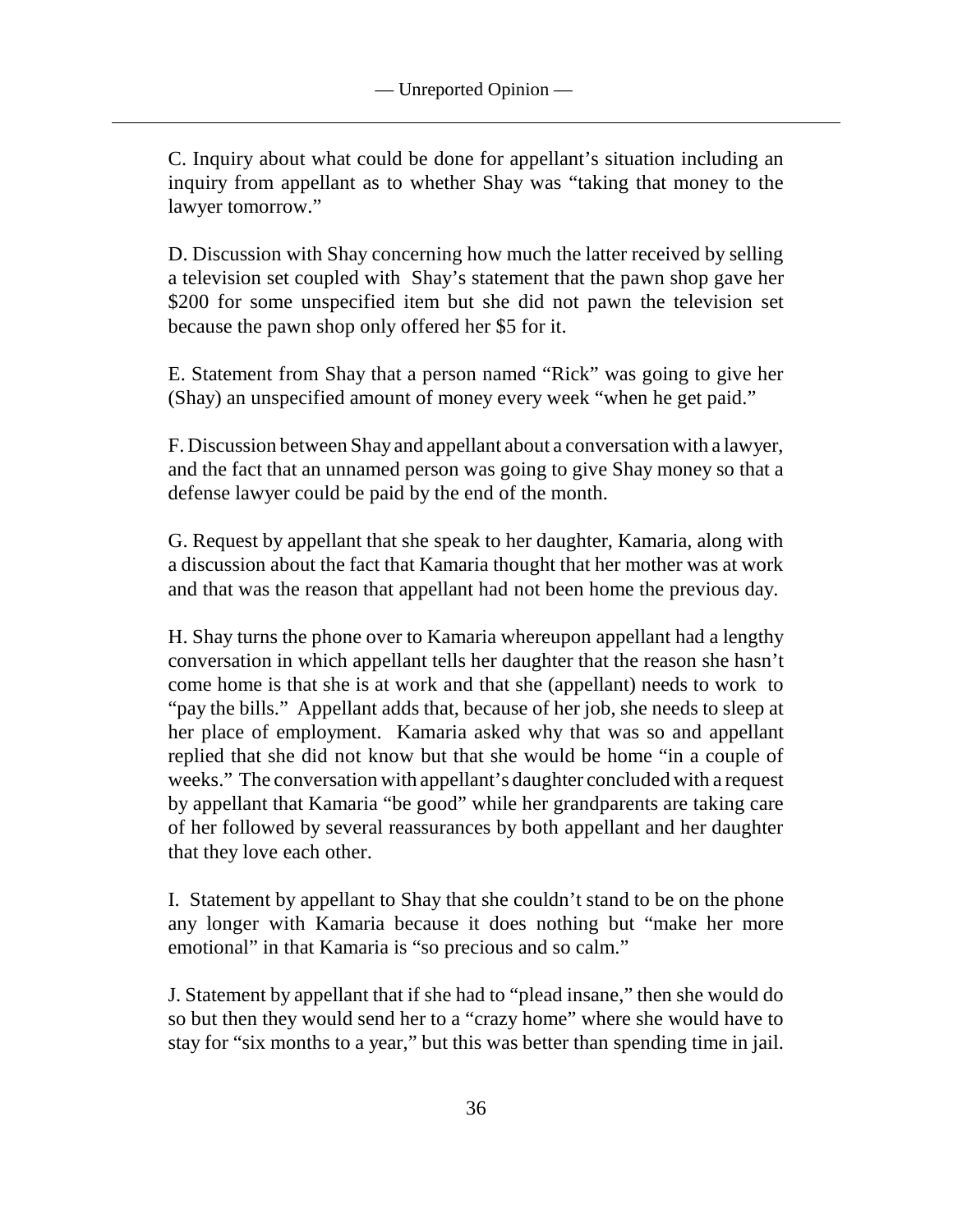C. Inquiry about what could be done for appellant's situation including an inquiry from appellant as to whether Shay was "taking that money to the lawyer tomorrow."

D. Discussion with Shay concerning how much the latter received by selling a television set coupled with Shay's statement that the pawn shop gave her $200 for some unspecified item but she did not pawn the television set because the pawn shop only offered her $5 for it.

E. Statement from Shay that a person named "Rick" was going to give her (Shay) an unspecified amount of money every week "when he get paid."

F. Discussion between Shay and appellant about a conversation with a lawyer, and the fact that an unnamed person was going to give Shay money so that a defense lawyer could be paid by the end of the month.

G. Request by appellant that she speak to her daughter, Kamaria, along with a discussion about the fact that Kamaria thought that her mother was at work and that was the reason that appellant had not been home the previous day.

H. Shay turns the phone over to Kamaria whereupon appellant had a lengthy conversation in which appellant tells her daughter that the reason she hasn't come home is that she is at work and that she (appellant) needs to work to "pay the bills." Appellant adds that, because of her job, she needs to sleep at her place of employment. Kamaria asked why that was so and appellant replied that she did not know but that she would be home "in a couple of weeks." The conversation with appellant's daughter concluded with a request by appellant that Kamaria "be good" while her grandparents are taking care of her followed by several reassurances by both appellant and her daughter that they love each other.

I. Statement by appellant to Shay that she couldn't stand to be on the phone any longer with Kamaria because it does nothing but "make her more emotional" in that Kamaria is "so precious and so calm."

J. Statement by appellant that if she had to "plead insane," then she would do so but then they would send her to a "crazy home" where she would have to stay for "six months to a year," but this was better than spending time in jail.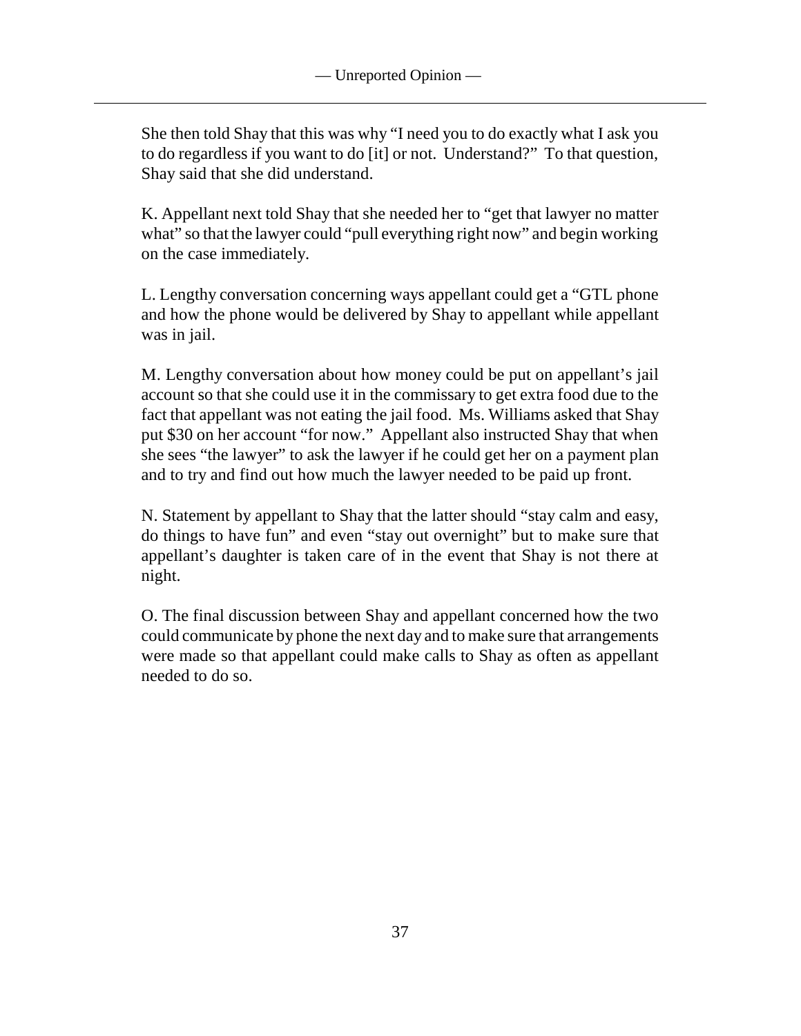She then told Shay that this was why "I need you to do exactly what I ask you to do regardless if you want to do [it] or not. Understand?" To that question, Shay said that she did understand.

K. Appellant next told Shay that she needed her to "get that lawyer no matter what" so that the lawyer could "pull everything right now" and begin working on the case immediately.

L. Lengthy conversation concerning ways appellant could get a "GTL phone and how the phone would be delivered by Shay to appellant while appellant was in jail.

M. Lengthy conversation about how money could be put on appellant's jail account so that she could use it in the commissary to get extra food due to the fact that appellant was not eating the jail food. Ms. Williams asked that Shay put $30 on her account "for now." Appellant also instructed Shay that when she sees "the lawyer" to ask the lawyer if he could get her on a payment plan and to try and find out how much the lawyer needed to be paid up front.

N. Statement by appellant to Shay that the latter should "stay calm and easy, do things to have fun" and even "stay out overnight" but to make sure that appellant's daughter is taken care of in the event that Shay is not there at night.

O. The final discussion between Shay and appellant concerned how the two could communicate by phone the next day and to make sure that arrangements were made so that appellant could make calls to Shay as often as appellant needed to do so.